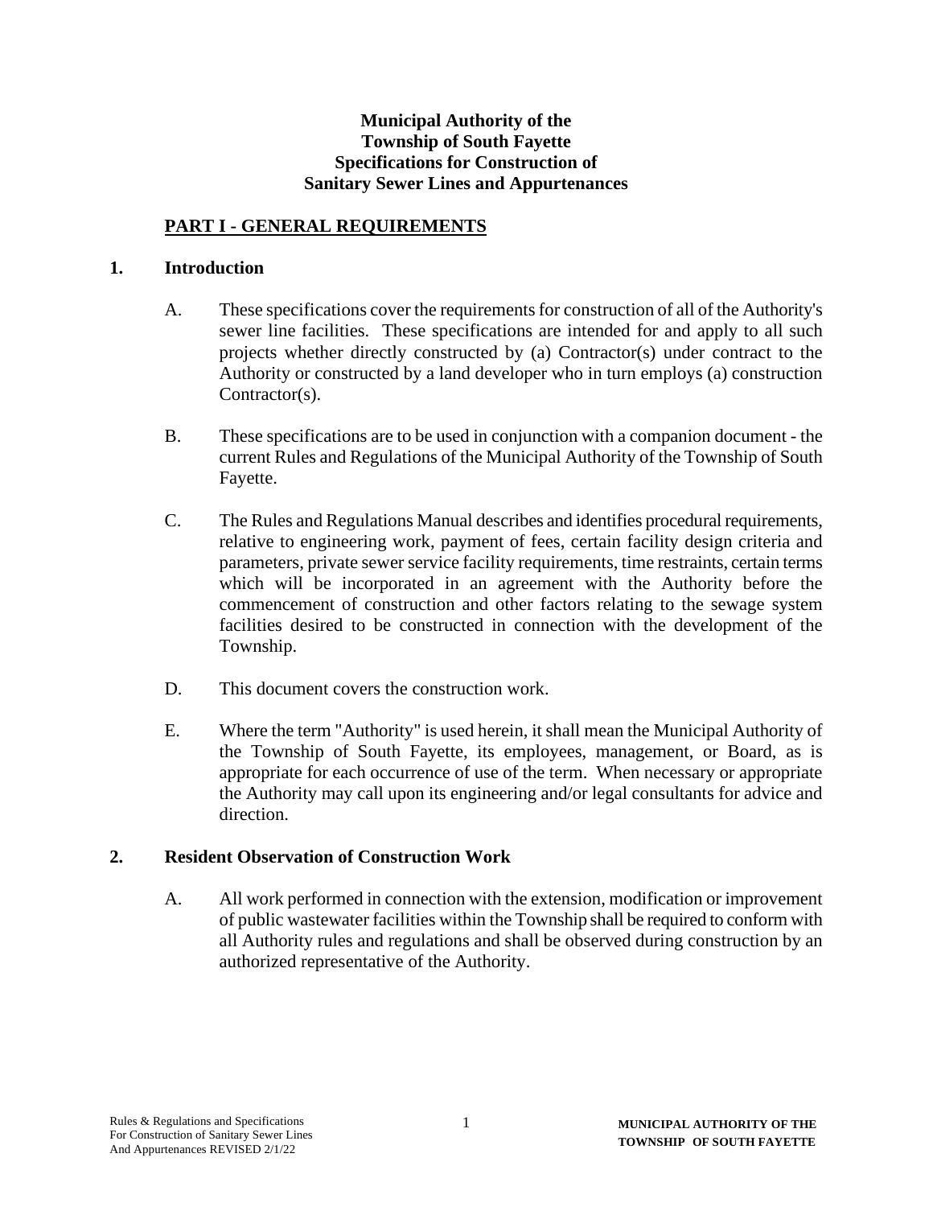# Municipal Authority of the Township of South Fayette Specifications for Construction of Sanitary Sewer Lines and Appurtenances

## PART I - GENERAL REQUIREMENTS

### 1. Introduction

A. These specifications cover the requirements for construction of all of the Authority's sewer line facilities. These specifications are intended for and apply to all such projects whether directly constructed by (a) Contractor(s) under contract to the Authority or constructed by a land developer who in turn employs (a) construction Contractor(s).

B. These specifications are to be used in conjunction with a companion document - the current Rules and Regulations of the Municipal Authority of the Township of South Fayette.

C. The Rules and Regulations Manual describes and identifies procedural requirements, relative to engineering work, payment of fees, certain facility design criteria and parameters, private sewer service facility requirements, time restraints, certain terms which will be incorporated in an agreement with the Authority before the commencement of construction and other factors relating to the sewage system facilities desired to be constructed in connection with the development of the Township.

D. This document covers the construction work.

E. Where the term "Authority" is used herein, it shall mean the Municipal Authority of the Township of South Fayette, its employees, management, or Board, as is appropriate for each occurrence of use of the term. When necessary or appropriate the Authority may call upon its engineering and/or legal consultants for advice and direction.

### 2. Resident Observation of Construction Work

A. All work performed in connection with the extension, modification or improvement of public wastewater facilities within the Township shall be required to conform with all Authority rules and regulations and shall be observed during construction by an authorized representative of the Authority.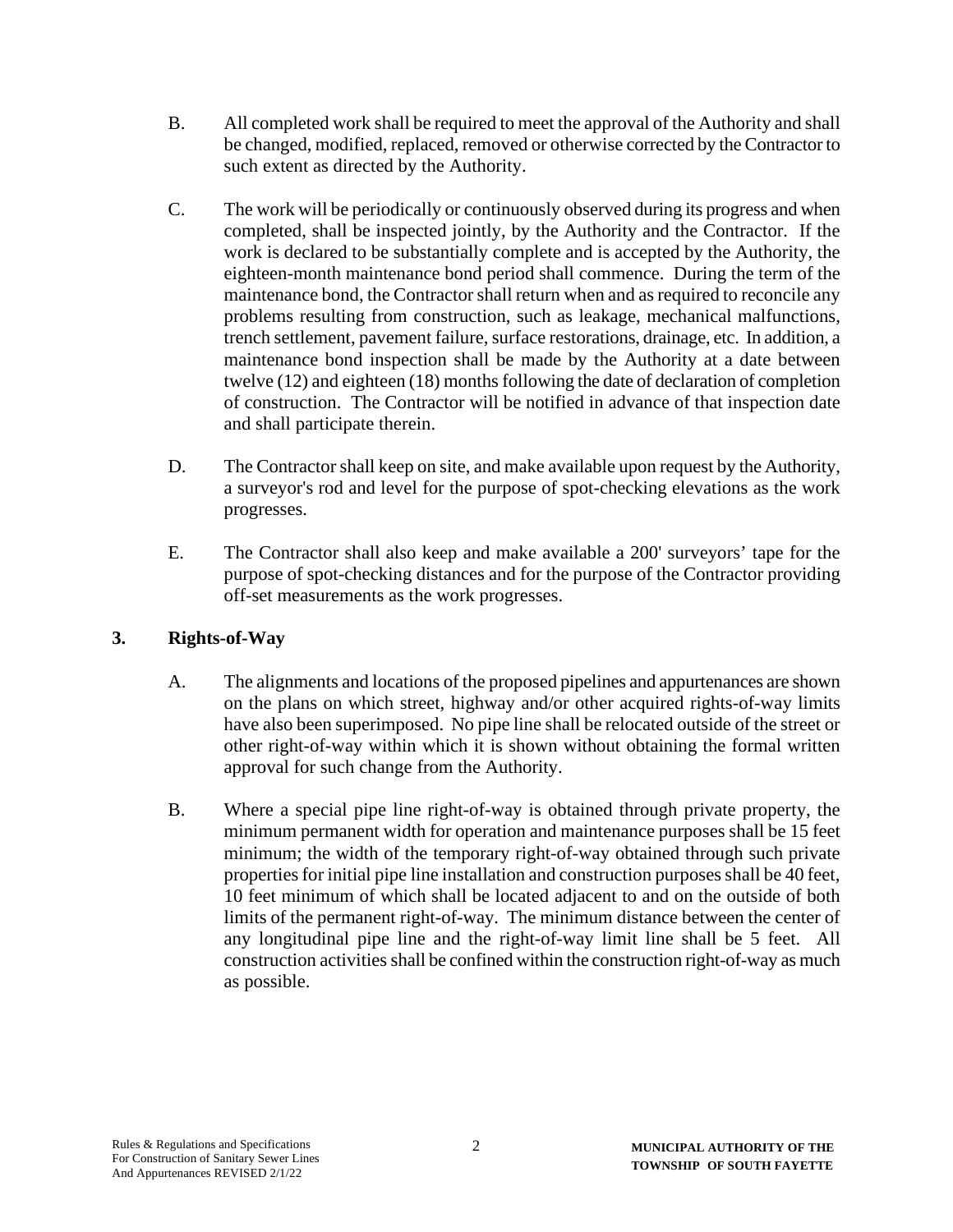B. All completed work shall be required to meet the approval of the Authority and shall be changed, modified, replaced, removed or otherwise corrected by the Contractor to such extent as directed by the Authority.

C. The work will be periodically or continuously observed during its progress and when completed, shall be inspected jointly, by the Authority and the Contractor. If the work is declared to be substantially complete and is accepted by the Authority, the eighteen-month maintenance bond period shall commence. During the term of the maintenance bond, the Contractor shall return when and as required to reconcile any problems resulting from construction, such as leakage, mechanical malfunctions, trench settlement, pavement failure, surface restorations, drainage, etc. In addition, a maintenance bond inspection shall be made by the Authority at a date between twelve (12) and eighteen (18) months following the date of declaration of completion of construction. The Contractor will be notified in advance of that inspection date and shall participate therein.

D. The Contractor shall keep on site, and make available upon request by the Authority, a surveyor's rod and level for the purpose of spot-checking elevations as the work progresses.

E. The Contractor shall also keep and make available a 200' surveyors' tape for the purpose of spot-checking distances and for the purpose of the Contractor providing off-set measurements as the work progresses.

## 3. Rights-of-Way

A. The alignments and locations of the proposed pipelines and appurtenances are shown on the plans on which street, highway and/or other acquired rights-of-way limits have also been superimposed. No pipe line shall be relocated outside of the street or other right-of-way within which it is shown without obtaining the formal written approval for such change from the Authority.

B. Where a special pipe line right-of-way is obtained through private property, the minimum permanent width for operation and maintenance purposes shall be 15 feet minimum; the width of the temporary right-of-way obtained through such private properties for initial pipe line installation and construction purposes shall be 40 feet, 10 feet minimum of which shall be located adjacent to and on the outside of both limits of the permanent right-of-way. The minimum distance between the center of any longitudinal pipe line and the right-of-way limit line shall be 5 feet. All construction activities shall be confined within the construction right-of-way as much as possible.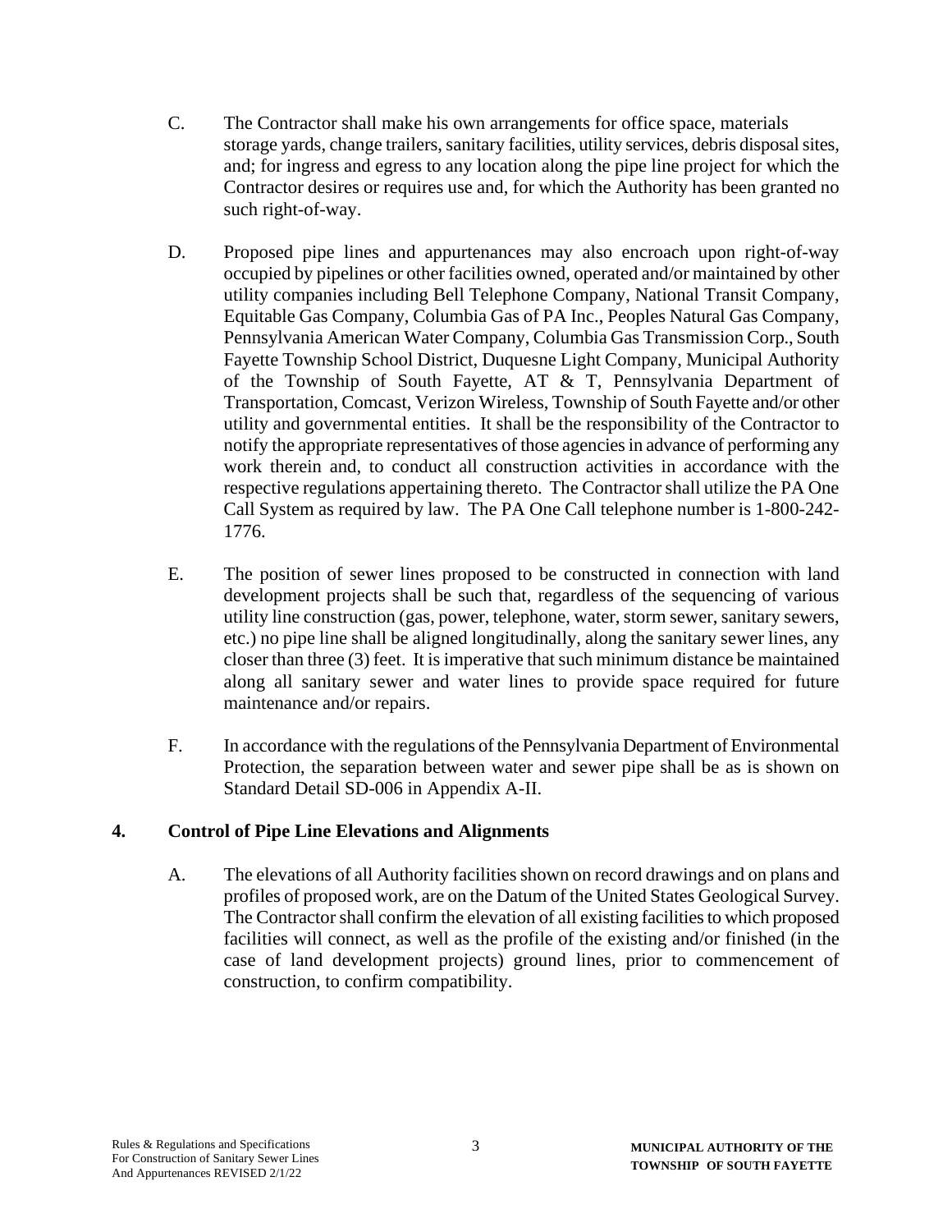C. The Contractor shall make his own arrangements for office space, materials storage yards, change trailers, sanitary facilities, utility services, debris disposal sites, and; for ingress and egress to any location along the pipe line project for which the Contractor desires or requires use and, for which the Authority has been granted no such right-of-way.

D. Proposed pipe lines and appurtenances may also encroach upon right-of-way occupied by pipelines or other facilities owned, operated and/or maintained by other utility companies including Bell Telephone Company, National Transit Company, Equitable Gas Company, Columbia Gas of PA Inc., Peoples Natural Gas Company, Pennsylvania American Water Company, Columbia Gas Transmission Corp., South Fayette Township School District, Duquesne Light Company, Municipal Authority of the Township of South Fayette, AT & T, Pennsylvania Department of Transportation, Comcast, Verizon Wireless, Township of South Fayette and/or other utility and governmental entities. It shall be the responsibility of the Contractor to notify the appropriate representatives of those agencies in advance of performing any work therein and, to conduct all construction activities in accordance with the respective regulations appertaining thereto. The Contractor shall utilize the PA One Call System as required by law. The PA One Call telephone number is 1-800-242-1776.

E. The position of sewer lines proposed to be constructed in connection with land development projects shall be such that, regardless of the sequencing of various utility line construction (gas, power, telephone, water, storm sewer, sanitary sewers, etc.) no pipe line shall be aligned longitudinally, along the sanitary sewer lines, any closer than three (3) feet. It is imperative that such minimum distance be maintained along all sanitary sewer and water lines to provide space required for future maintenance and/or repairs.

F. In accordance with the regulations of the Pennsylvania Department of Environmental Protection, the separation between water and sewer pipe shall be as is shown on Standard Detail SD-006 in Appendix A-II.

## 4. Control of Pipe Line Elevations and Alignments

A. The elevations of all Authority facilities shown on record drawings and on plans and profiles of proposed work, are on the Datum of the United States Geological Survey. The Contractor shall confirm the elevation of all existing facilities to which proposed facilities will connect, as well as the profile of the existing and/or finished (in the case of land development projects) ground lines, prior to commencement of construction, to confirm compatibility.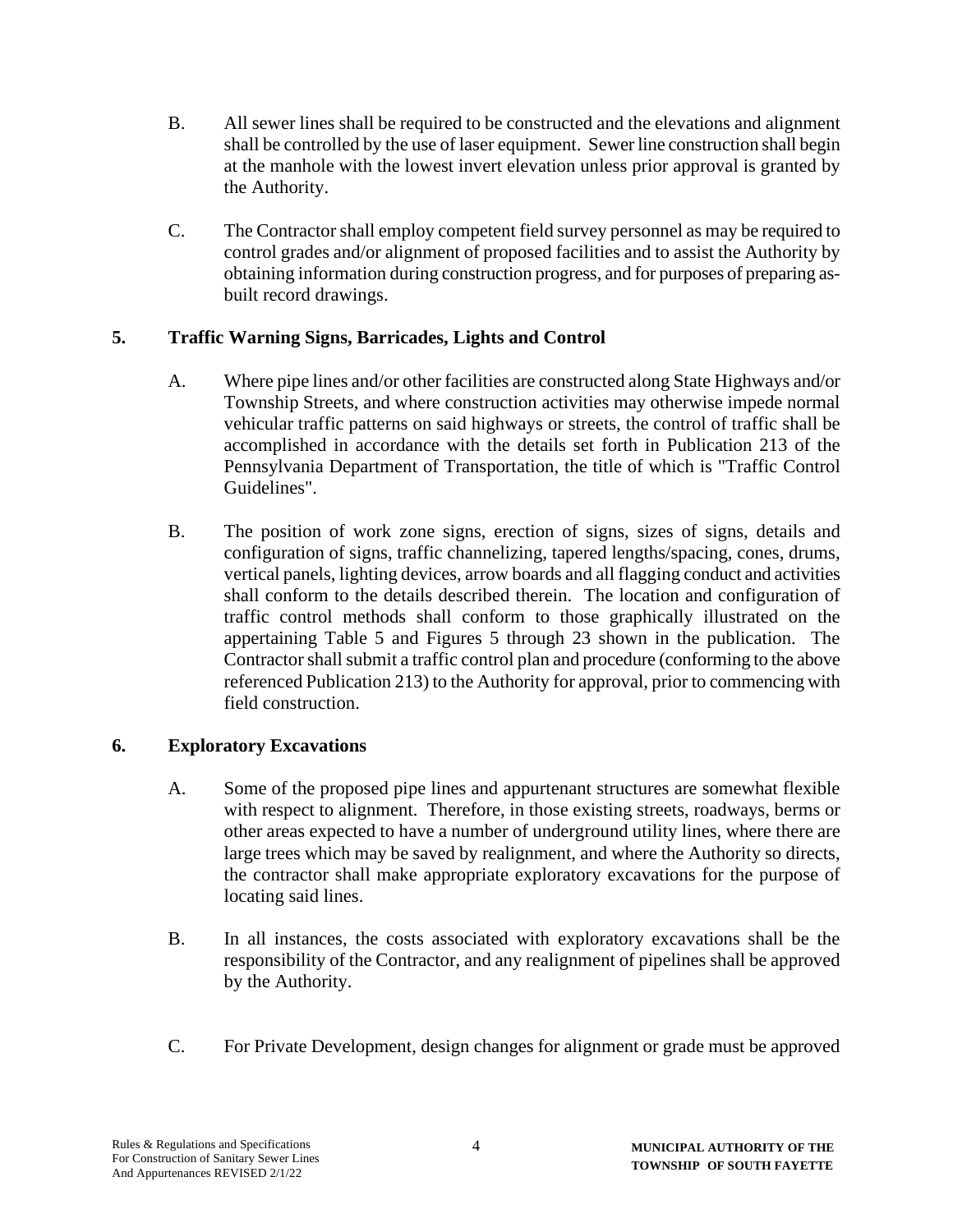B. All sewer lines shall be required to be constructed and the elevations and alignment shall be controlled by the use of laser equipment. Sewer line construction shall begin at the manhole with the lowest invert elevation unless prior approval is granted by the Authority.

C. The Contractor shall employ competent field survey personnel as may be required to control grades and/or alignment of proposed facilities and to assist the Authority by obtaining information during construction progress, and for purposes of preparing as-built record drawings.

## 5. Traffic Warning Signs, Barricades, Lights and Control

A. Where pipe lines and/or other facilities are constructed along State Highways and/or Township Streets, and where construction activities may otherwise impede normal vehicular traffic patterns on said highways or streets, the control of traffic shall be accomplished in accordance with the details set forth in Publication 213 of the Pennsylvania Department of Transportation, the title of which is "Traffic Control Guidelines".

B. The position of work zone signs, erection of signs, sizes of signs, details and configuration of signs, traffic channelizing, tapered lengths/spacing, cones, drums, vertical panels, lighting devices, arrow boards and all flagging conduct and activities shall conform to the details described therein. The location and configuration of traffic control methods shall conform to those graphically illustrated on the appertaining Table 5 and Figures 5 through 23 shown in the publication. The Contractor shall submit a traffic control plan and procedure (conforming to the above referenced Publication 213) to the Authority for approval, prior to commencing with field construction.

## 6. Exploratory Excavations

A. Some of the proposed pipe lines and appurtenant structures are somewhat flexible with respect to alignment. Therefore, in those existing streets, roadways, berms or other areas expected to have a number of underground utility lines, where there are large trees which may be saved by realignment, and where the Authority so directs, the contractor shall make appropriate exploratory excavations for the purpose of locating said lines.

B. In all instances, the costs associated with exploratory excavations shall be the responsibility of the Contractor, and any realignment of pipelines shall be approved by the Authority.

C. For Private Development, design changes for alignment or grade must be approved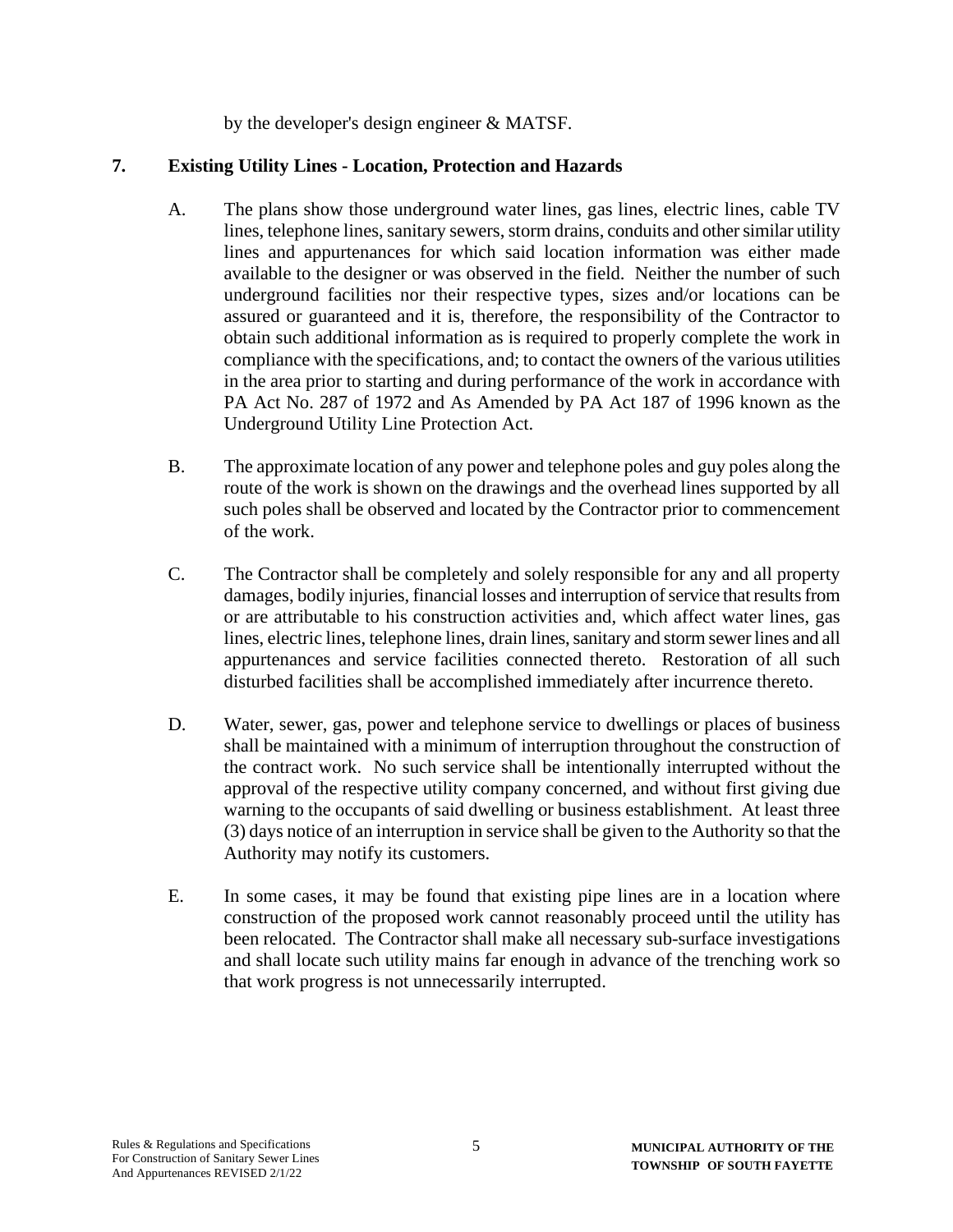by the developer's design engineer & MATSF.

## 7. Existing Utility Lines - Location, Protection and Hazards

A. The plans show those underground water lines, gas lines, electric lines, cable TV lines, telephone lines, sanitary sewers, storm drains, conduits and other similar utility lines and appurtenances for which said location information was either made available to the designer or was observed in the field. Neither the number of such underground facilities nor their respective types, sizes and/or locations can be assured or guaranteed and it is, therefore, the responsibility of the Contractor to obtain such additional information as is required to properly complete the work in compliance with the specifications, and; to contact the owners of the various utilities in the area prior to starting and during performance of the work in accordance with PA Act No. 287 of 1972 and As Amended by PA Act 187 of 1996 known as the Underground Utility Line Protection Act.

B. The approximate location of any power and telephone poles and guy poles along the route of the work is shown on the drawings and the overhead lines supported by all such poles shall be observed and located by the Contractor prior to commencement of the work.

C. The Contractor shall be completely and solely responsible for any and all property damages, bodily injuries, financial losses and interruption of service that results from or are attributable to his construction activities and, which affect water lines, gas lines, electric lines, telephone lines, drain lines, sanitary and storm sewer lines and all appurtenances and service facilities connected thereto. Restoration of all such disturbed facilities shall be accomplished immediately after incurrence thereto.

D. Water, sewer, gas, power and telephone service to dwellings or places of business shall be maintained with a minimum of interruption throughout the construction of the contract work. No such service shall be intentionally interrupted without the approval of the respective utility company concerned, and without first giving due warning to the occupants of said dwelling or business establishment. At least three (3) days notice of an interruption in service shall be given to the Authority so that the Authority may notify its customers.

E. In some cases, it may be found that existing pipe lines are in a location where construction of the proposed work cannot reasonably proceed until the utility has been relocated. The Contractor shall make all necessary sub-surface investigations and shall locate such utility mains far enough in advance of the trenching work so that work progress is not unnecessarily interrupted.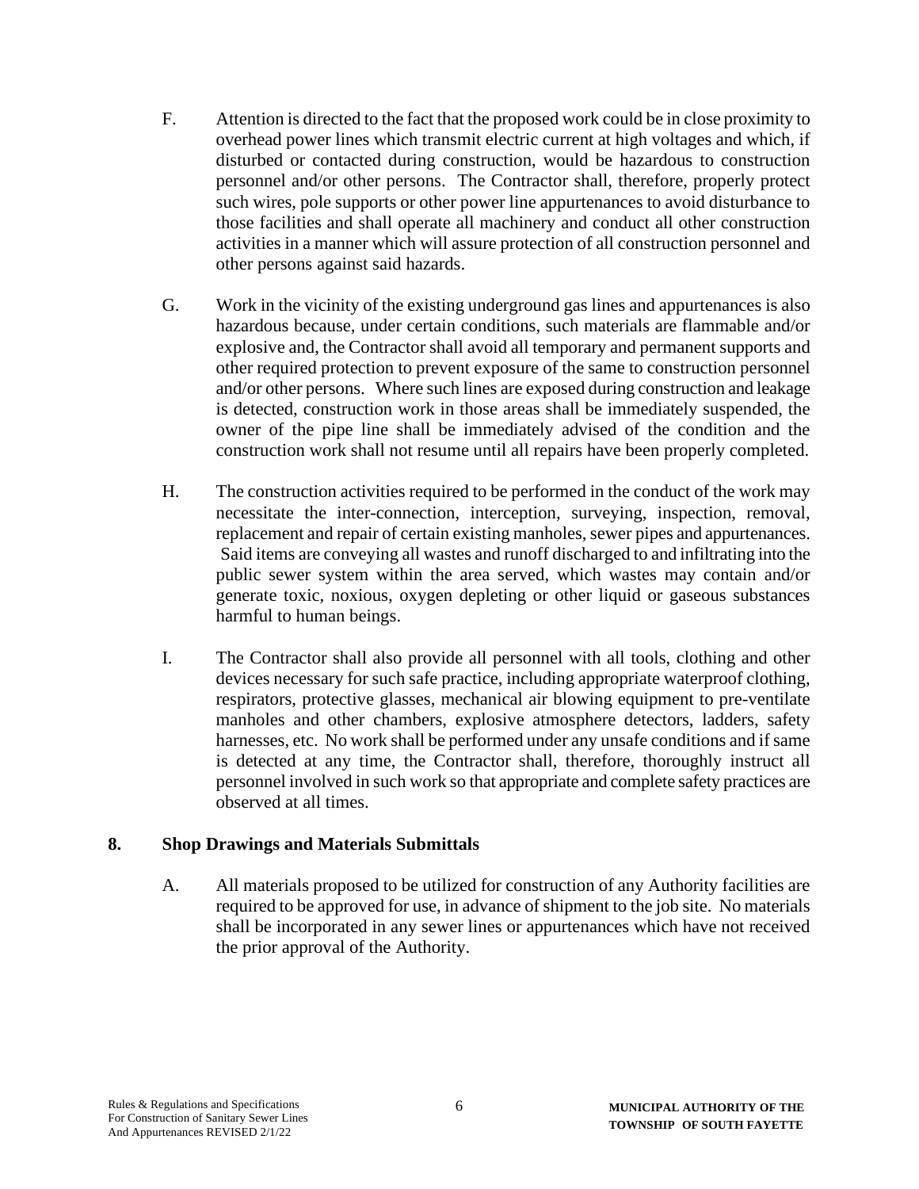F. Attention is directed to the fact that the proposed work could be in close proximity to overhead power lines which transmit electric current at high voltages and which, if disturbed or contacted during construction, would be hazardous to construction personnel and/or other persons. The Contractor shall, therefore, properly protect such wires, pole supports or other power line appurtenances to avoid disturbance to those facilities and shall operate all machinery and conduct all other construction activities in a manner which will assure protection of all construction personnel and other persons against said hazards.

G. Work in the vicinity of the existing underground gas lines and appurtenances is also hazardous because, under certain conditions, such materials are flammable and/or explosive and, the Contractor shall avoid all temporary and permanent supports and other required protection to prevent exposure of the same to construction personnel and/or other persons. Where such lines are exposed during construction and leakage is detected, construction work in those areas shall be immediately suspended, the owner of the pipe line shall be immediately advised of the condition and the construction work shall not resume until all repairs have been properly completed.

H. The construction activities required to be performed in the conduct of the work may necessitate the inter-connection, interception, surveying, inspection, removal, replacement and repair of certain existing manholes, sewer pipes and appurtenances. Said items are conveying all wastes and runoff discharged to and infiltrating into the public sewer system within the area served, which wastes may contain and/or generate toxic, noxious, oxygen depleting or other liquid or gaseous substances harmful to human beings.

I. The Contractor shall also provide all personnel with all tools, clothing and other devices necessary for such safe practice, including appropriate waterproof clothing, respirators, protective glasses, mechanical air blowing equipment to pre-ventilate manholes and other chambers, explosive atmosphere detectors, ladders, safety harnesses, etc. No work shall be performed under any unsafe conditions and if same is detected at any time, the Contractor shall, therefore, thoroughly instruct all personnel involved in such work so that appropriate and complete safety practices are observed at all times.

## 8. Shop Drawings and Materials Submittals

A. All materials proposed to be utilized for construction of any Authority facilities are required to be approved for use, in advance of shipment to the job site. No materials shall be incorporated in any sewer lines or appurtenances which have not received the prior approval of the Authority.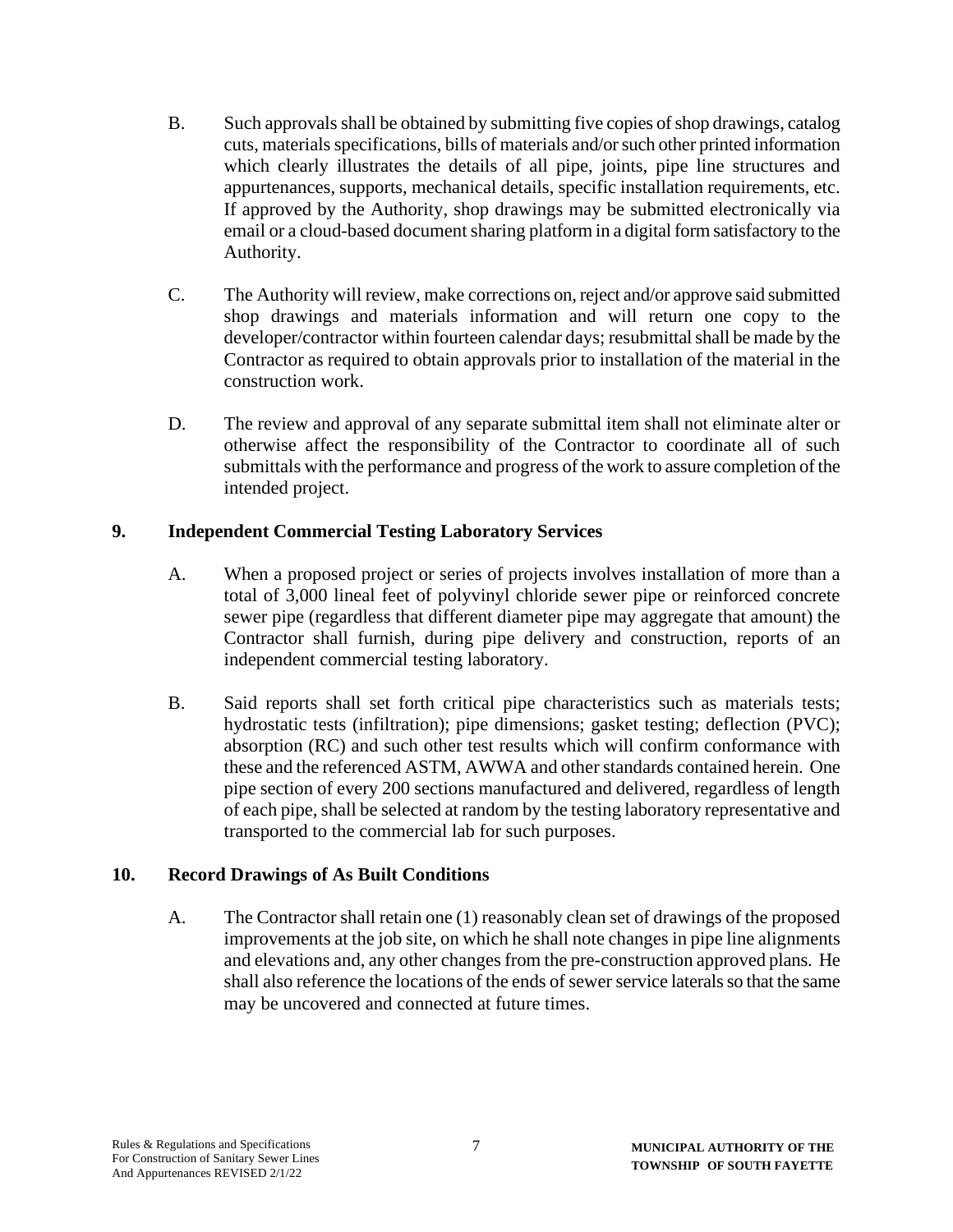B. Such approvals shall be obtained by submitting five copies of shop drawings, catalog cuts, materials specifications, bills of materials and/or such other printed information which clearly illustrates the details of all pipe, joints, pipe line structures and appurtenances, supports, mechanical details, specific installation requirements, etc. If approved by the Authority, shop drawings may be submitted electronically via email or a cloud-based document sharing platform in a digital form satisfactory to the Authority.

C. The Authority will review, make corrections on, reject and/or approve said submitted shop drawings and materials information and will return one copy to the developer/contractor within fourteen calendar days; resubmittal shall be made by the Contractor as required to obtain approvals prior to installation of the material in the construction work.

D. The review and approval of any separate submittal item shall not eliminate alter or otherwise affect the responsibility of the Contractor to coordinate all of such submittals with the performance and progress of the work to assure completion of the intended project.

## 9. Independent Commercial Testing Laboratory Services

A. When a proposed project or series of projects involves installation of more than a total of 3,000 lineal feet of polyvinyl chloride sewer pipe or reinforced concrete sewer pipe (regardless that different diameter pipe may aggregate that amount) the Contractor shall furnish, during pipe delivery and construction, reports of an independent commercial testing laboratory.

B. Said reports shall set forth critical pipe characteristics such as materials tests; hydrostatic tests (infiltration); pipe dimensions; gasket testing; deflection (PVC); absorption (RC) and such other test results which will confirm conformance with these and the referenced ASTM, AWWA and other standards contained herein. One pipe section of every 200 sections manufactured and delivered, regardless of length of each pipe, shall be selected at random by the testing laboratory representative and transported to the commercial lab for such purposes.

## 10. Record Drawings of As Built Conditions

A. The Contractor shall retain one (1) reasonably clean set of drawings of the proposed improvements at the job site, on which he shall note changes in pipe line alignments and elevations and, any other changes from the pre-construction approved plans. He shall also reference the locations of the ends of sewer service laterals so that the same may be uncovered and connected at future times.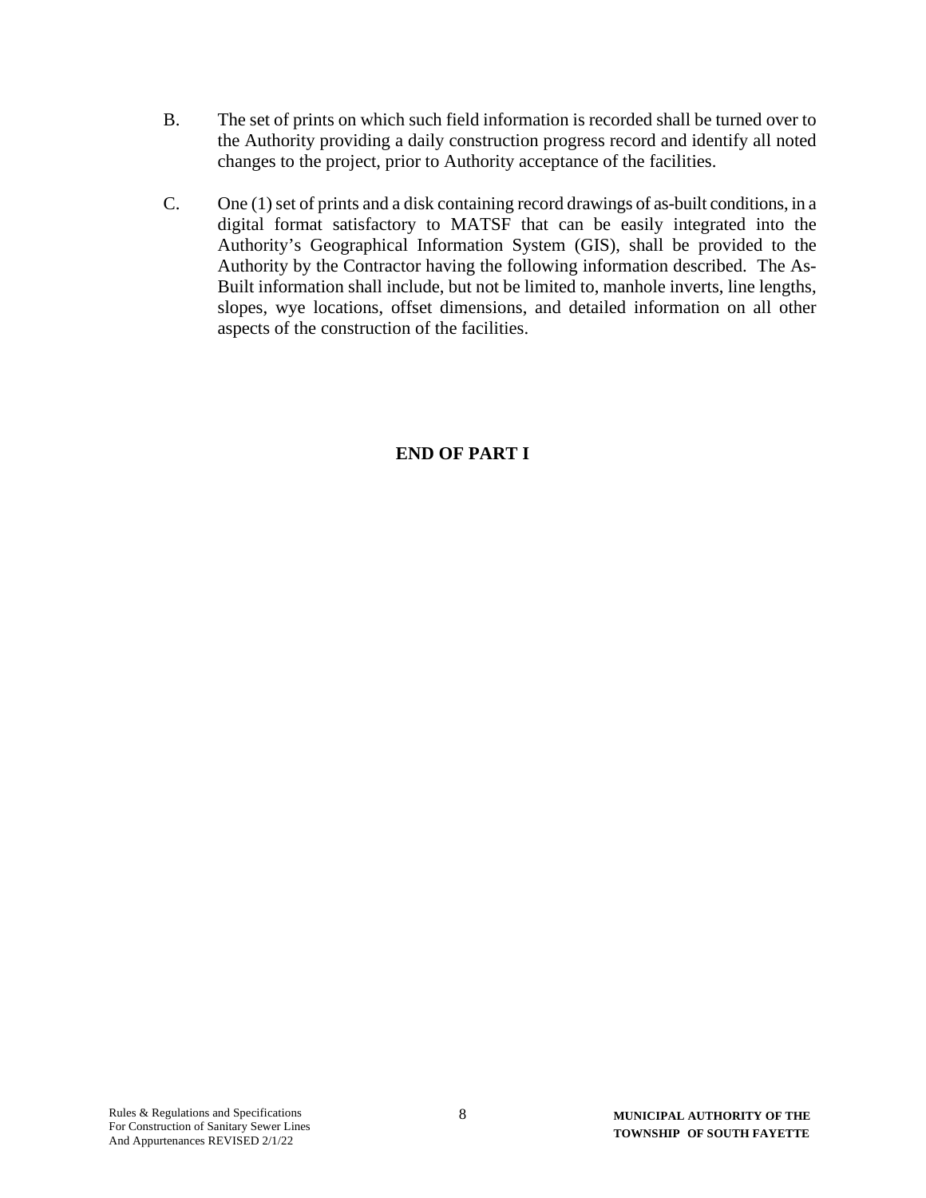B. The set of prints on which such field information is recorded shall be turned over to the Authority providing a daily construction progress record and identify all noted changes to the project, prior to Authority acceptance of the facilities.

C. One (1) set of prints and a disk containing record drawings of as-built conditions, in a digital format satisfactory to MATSF that can be easily integrated into the Authority's Geographical Information System (GIS), shall be provided to the Authority by the Contractor having the following information described. The As-Built information shall include, but not be limited to, manhole inverts, line lengths, slopes, wye locations, offset dimensions, and detailed information on all other aspects of the construction of the facilities.

**END OF PART I**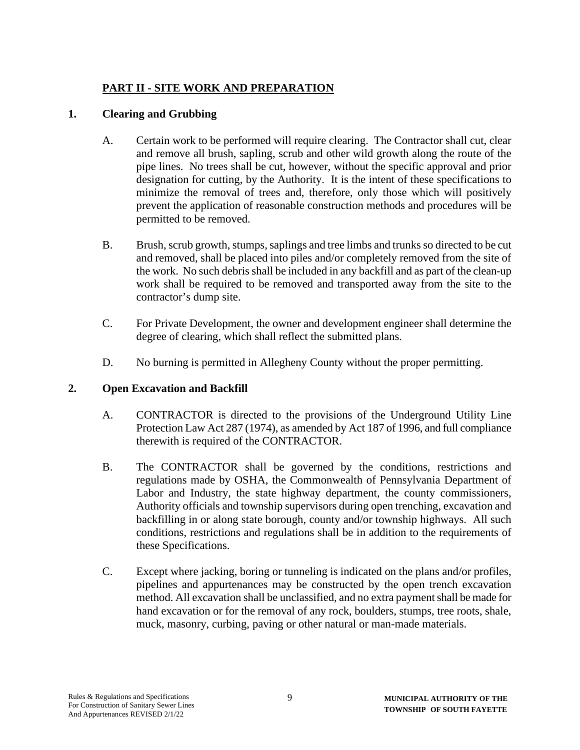## PART II - SITE WORK AND PREPARATION

### 1. Clearing and Grubbing

A. Certain work to be performed will require clearing. The Contractor shall cut, clear and remove all brush, sapling, scrub and other wild growth along the route of the pipe lines. No trees shall be cut, however, without the specific approval and prior designation for cutting, by the Authority. It is the intent of these specifications to minimize the removal of trees and, therefore, only those which will positively prevent the application of reasonable construction methods and procedures will be permitted to be removed.

B. Brush, scrub growth, stumps, saplings and tree limbs and trunks so directed to be cut and removed, shall be placed into piles and/or completely removed from the site of the work. No such debris shall be included in any backfill and as part of the clean-up work shall be required to be removed and transported away from the site to the contractor's dump site.

C. For Private Development, the owner and development engineer shall determine the degree of clearing, which shall reflect the submitted plans.

D. No burning is permitted in Allegheny County without the proper permitting.

### 2. Open Excavation and Backfill

A. CONTRACTOR is directed to the provisions of the Underground Utility Line Protection Law Act 287 (1974), as amended by Act 187 of 1996, and full compliance therewith is required of the CONTRACTOR.

B. The CONTRACTOR shall be governed by the conditions, restrictions and regulations made by OSHA, the Commonwealth of Pennsylvania Department of Labor and Industry, the state highway department, the county commissioners, Authority officials and township supervisors during open trenching, excavation and backfilling in or along state borough, county and/or township highways. All such conditions, restrictions and regulations shall be in addition to the requirements of these Specifications.

C. Except where jacking, boring or tunneling is indicated on the plans and/or profiles, pipelines and appurtenances may be constructed by the open trench excavation method. All excavation shall be unclassified, and no extra payment shall be made for hand excavation or for the removal of any rock, boulders, stumps, tree roots, shale, muck, masonry, curbing, paving or other natural or man-made materials.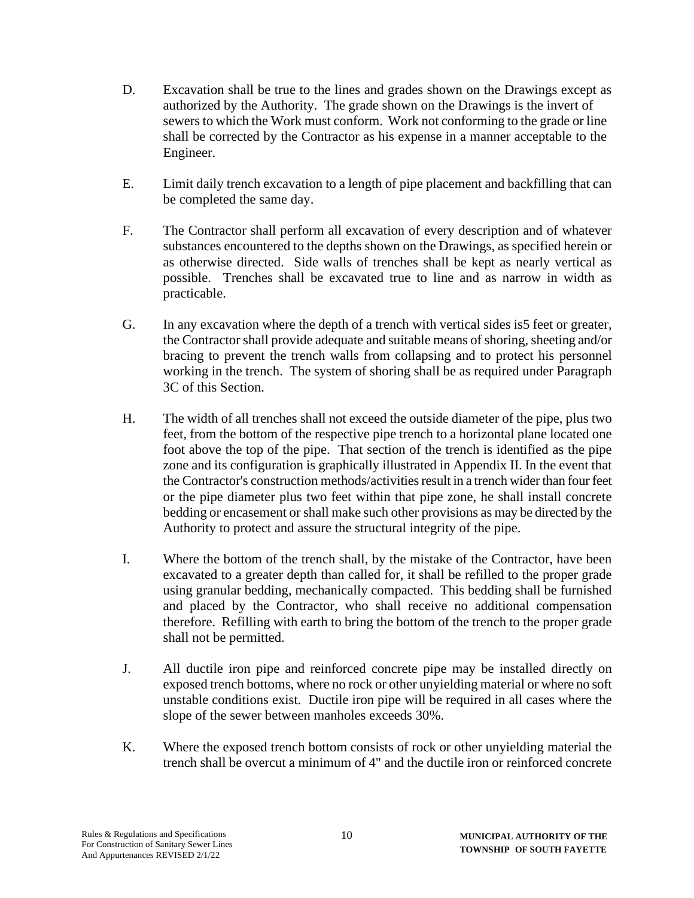D. Excavation shall be true to the lines and grades shown on the Drawings except as authorized by the Authority. The grade shown on the Drawings is the invert of sewers to which the Work must conform. Work not conforming to the grade or line shall be corrected by the Contractor as his expense in a manner acceptable to the Engineer.

E. Limit daily trench excavation to a length of pipe placement and backfilling that can be completed the same day.

F. The Contractor shall perform all excavation of every description and of whatever substances encountered to the depths shown on the Drawings, as specified herein or as otherwise directed. Side walls of trenches shall be kept as nearly vertical as possible. Trenches shall be excavated true to line and as narrow in width as practicable.

G. In any excavation where the depth of a trench with vertical sides is5 feet or greater, the Contractor shall provide adequate and suitable means of shoring, sheeting and/or bracing to prevent the trench walls from collapsing and to protect his personnel working in the trench. The system of shoring shall be as required under Paragraph 3C of this Section.

H. The width of all trenches shall not exceed the outside diameter of the pipe, plus two feet, from the bottom of the respective pipe trench to a horizontal plane located one foot above the top of the pipe. That section of the trench is identified as the pipe zone and its configuration is graphically illustrated in Appendix II. In the event that the Contractor's construction methods/activities result in a trench wider than four feet or the pipe diameter plus two feet within that pipe zone, he shall install concrete bedding or encasement or shall make such other provisions as may be directed by the Authority to protect and assure the structural integrity of the pipe.

I. Where the bottom of the trench shall, by the mistake of the Contractor, have been excavated to a greater depth than called for, it shall be refilled to the proper grade using granular bedding, mechanically compacted. This bedding shall be furnished and placed by the Contractor, who shall receive no additional compensation therefore. Refilling with earth to bring the bottom of the trench to the proper grade shall not be permitted.

J. All ductile iron pipe and reinforced concrete pipe may be installed directly on exposed trench bottoms, where no rock or other unyielding material or where no soft unstable conditions exist. Ductile iron pipe will be required in all cases where the slope of the sewer between manholes exceeds 30%.

K. Where the exposed trench bottom consists of rock or other unyielding material the trench shall be overcut a minimum of 4" and the ductile iron or reinforced concrete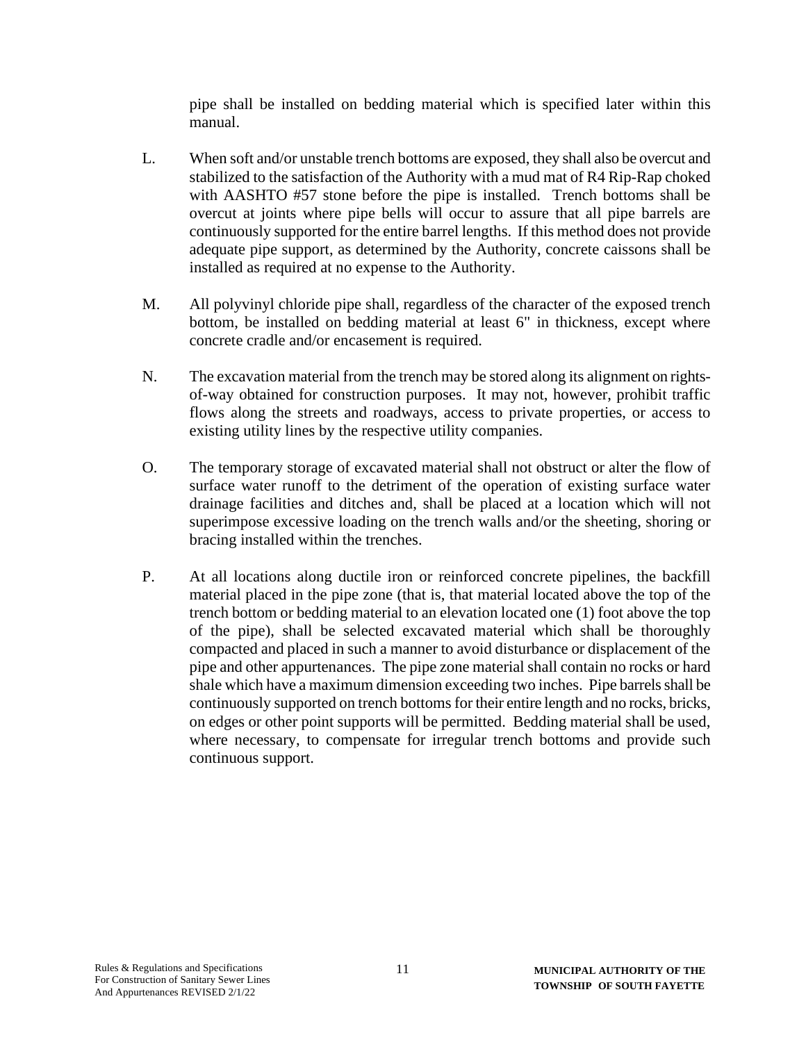pipe shall be installed on bedding material which is specified later within this manual.

L. When soft and/or unstable trench bottoms are exposed, they shall also be overcut and stabilized to the satisfaction of the Authority with a mud mat of R4 Rip-Rap choked with AASHTO #57 stone before the pipe is installed. Trench bottoms shall be overcut at joints where pipe bells will occur to assure that all pipe barrels are continuously supported for the entire barrel lengths. If this method does not provide adequate pipe support, as determined by the Authority, concrete caissons shall be installed as required at no expense to the Authority.

M. All polyvinyl chloride pipe shall, regardless of the character of the exposed trench bottom, be installed on bedding material at least 6" in thickness, except where concrete cradle and/or encasement is required.

N. The excavation material from the trench may be stored along its alignment on rights-of-way obtained for construction purposes. It may not, however, prohibit traffic flows along the streets and roadways, access to private properties, or access to existing utility lines by the respective utility companies.

O. The temporary storage of excavated material shall not obstruct or alter the flow of surface water runoff to the detriment of the operation of existing surface water drainage facilities and ditches and, shall be placed at a location which will not superimpose excessive loading on the trench walls and/or the sheeting, shoring or bracing installed within the trenches.

P. At all locations along ductile iron or reinforced concrete pipelines, the backfill material placed in the pipe zone (that is, that material located above the top of the trench bottom or bedding material to an elevation located one (1) foot above the top of the pipe), shall be selected excavated material which shall be thoroughly compacted and placed in such a manner to avoid disturbance or displacement of the pipe and other appurtenances. The pipe zone material shall contain no rocks or hard shale which have a maximum dimension exceeding two inches. Pipe barrels shall be continuously supported on trench bottoms for their entire length and no rocks, bricks, on edges or other point supports will be permitted. Bedding material shall be used, where necessary, to compensate for irregular trench bottoms and provide such continuous support.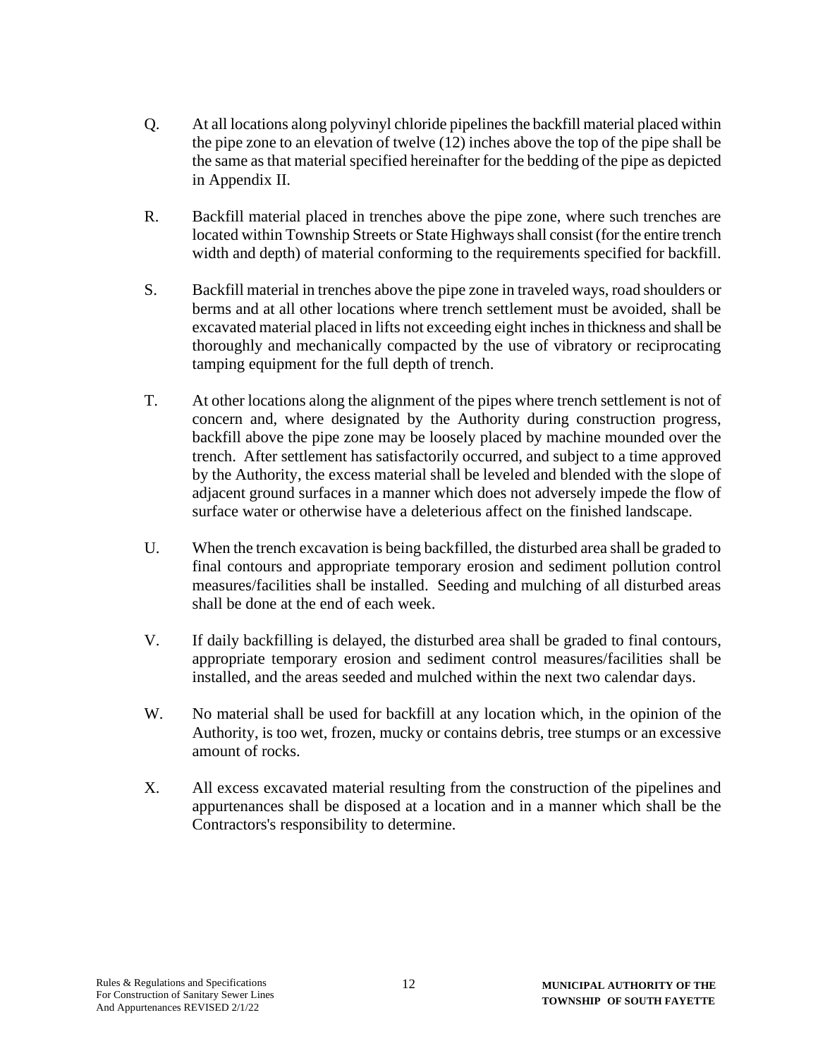Q. At all locations along polyvinyl chloride pipelines the backfill material placed within the pipe zone to an elevation of twelve (12) inches above the top of the pipe shall be the same as that material specified hereinafter for the bedding of the pipe as depicted in Appendix II.

R. Backfill material placed in trenches above the pipe zone, where such trenches are located within Township Streets or State Highways shall consist (for the entire trench width and depth) of material conforming to the requirements specified for backfill.

S. Backfill material in trenches above the pipe zone in traveled ways, road shoulders or berms and at all other locations where trench settlement must be avoided, shall be excavated material placed in lifts not exceeding eight inches in thickness and shall be thoroughly and mechanically compacted by the use of vibratory or reciprocating tamping equipment for the full depth of trench.

T. At other locations along the alignment of the pipes where trench settlement is not of concern and, where designated by the Authority during construction progress, backfill above the pipe zone may be loosely placed by machine mounded over the trench. After settlement has satisfactorily occurred, and subject to a time approved by the Authority, the excess material shall be leveled and blended with the slope of adjacent ground surfaces in a manner which does not adversely impede the flow of surface water or otherwise have a deleterious affect on the finished landscape.

U. When the trench excavation is being backfilled, the disturbed area shall be graded to final contours and appropriate temporary erosion and sediment pollution control measures/facilities shall be installed. Seeding and mulching of all disturbed areas shall be done at the end of each week.

V. If daily backfilling is delayed, the disturbed area shall be graded to final contours, appropriate temporary erosion and sediment control measures/facilities shall be installed, and the areas seeded and mulched within the next two calendar days.

W. No material shall be used for backfill at any location which, in the opinion of the Authority, is too wet, frozen, mucky or contains debris, tree stumps or an excessive amount of rocks.

X. All excess excavated material resulting from the construction of the pipelines and appurtenances shall be disposed at a location and in a manner which shall be the Contractors's responsibility to determine.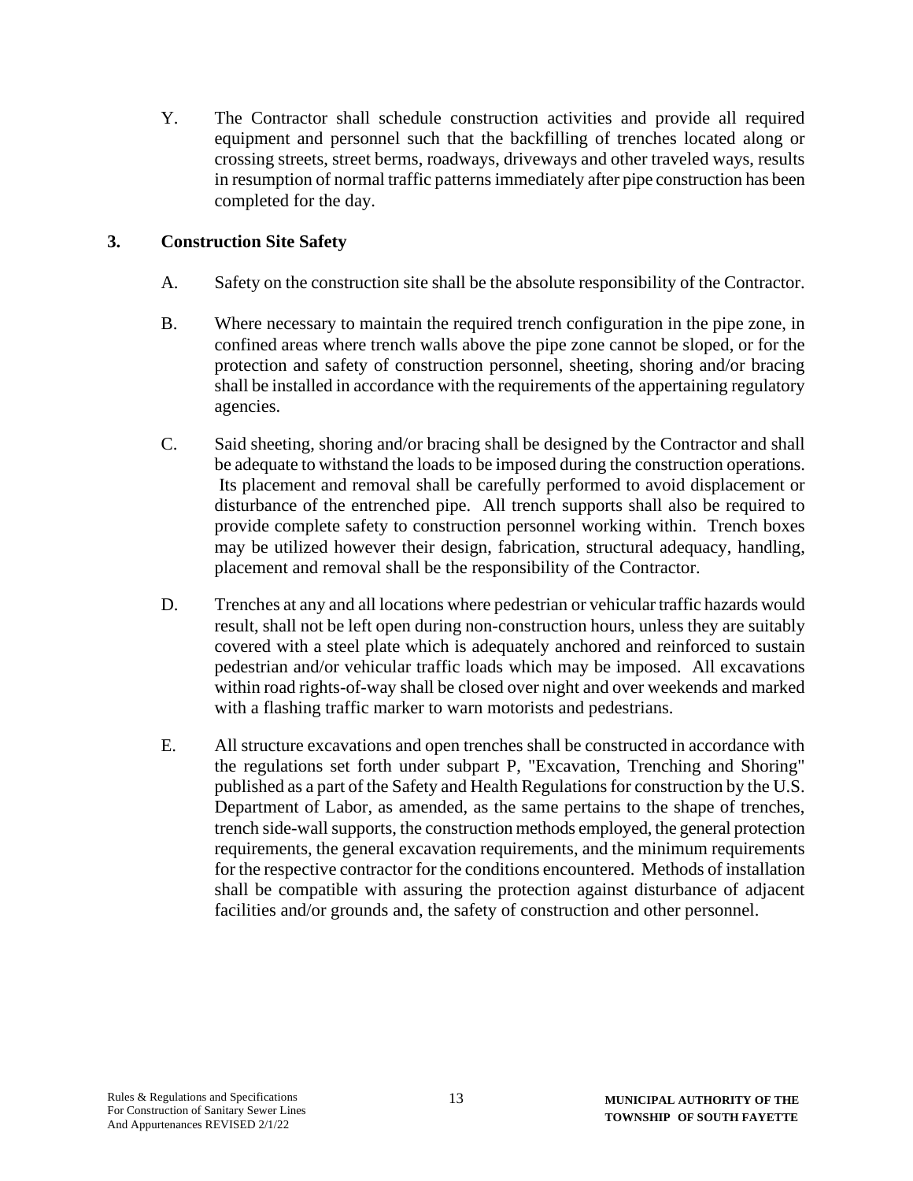Y. The Contractor shall schedule construction activities and provide all required equipment and personnel such that the backfilling of trenches located along or crossing streets, street berms, roadways, driveways and other traveled ways, results in resumption of normal traffic patterns immediately after pipe construction has been completed for the day.

## 3. Construction Site Safety

A. Safety on the construction site shall be the absolute responsibility of the Contractor.

B. Where necessary to maintain the required trench configuration in the pipe zone, in confined areas where trench walls above the pipe zone cannot be sloped, or for the protection and safety of construction personnel, sheeting, shoring and/or bracing shall be installed in accordance with the requirements of the appertaining regulatory agencies.

C. Said sheeting, shoring and/or bracing shall be designed by the Contractor and shall be adequate to withstand the loads to be imposed during the construction operations. Its placement and removal shall be carefully performed to avoid displacement or disturbance of the entrenched pipe. All trench supports shall also be required to provide complete safety to construction personnel working within. Trench boxes may be utilized however their design, fabrication, structural adequacy, handling, placement and removal shall be the responsibility of the Contractor.

D. Trenches at any and all locations where pedestrian or vehicular traffic hazards would result, shall not be left open during non-construction hours, unless they are suitably covered with a steel plate which is adequately anchored and reinforced to sustain pedestrian and/or vehicular traffic loads which may be imposed. All excavations within road rights-of-way shall be closed over night and over weekends and marked with a flashing traffic marker to warn motorists and pedestrians.

E. All structure excavations and open trenches shall be constructed in accordance with the regulations set forth under subpart P, "Excavation, Trenching and Shoring" published as a part of the Safety and Health Regulations for construction by the U.S. Department of Labor, as amended, as the same pertains to the shape of trenches, trench side-wall supports, the construction methods employed, the general protection requirements, the general excavation requirements, and the minimum requirements for the respective contractor for the conditions encountered. Methods of installation shall be compatible with assuring the protection against disturbance of adjacent facilities and/or grounds and, the safety of construction and other personnel.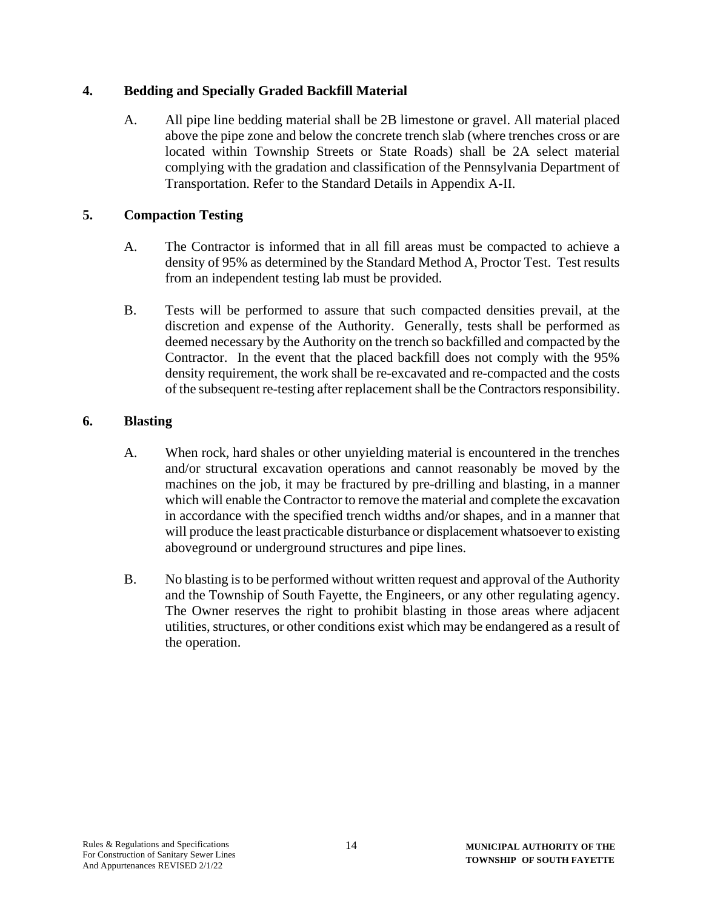## 4. Bedding and Specially Graded Backfill Material

A. All pipe line bedding material shall be 2B limestone or gravel. All material placed above the pipe zone and below the concrete trench slab (where trenches cross or are located within Township Streets or State Roads) shall be 2A select material complying with the gradation and classification of the Pennsylvania Department of Transportation. Refer to the Standard Details in Appendix A-II.

## 5. Compaction Testing

A. The Contractor is informed that in all fill areas must be compacted to achieve a density of 95% as determined by the Standard Method A, Proctor Test. Test results from an independent testing lab must be provided.

B. Tests will be performed to assure that such compacted densities prevail, at the discretion and expense of the Authority. Generally, tests shall be performed as deemed necessary by the Authority on the trench so backfilled and compacted by the Contractor. In the event that the placed backfill does not comply with the 95% density requirement, the work shall be re-excavated and re-compacted and the costs of the subsequent re-testing after replacement shall be the Contractors responsibility.

## 6. Blasting

A. When rock, hard shales or other unyielding material is encountered in the trenches and/or structural excavation operations and cannot reasonably be moved by the machines on the job, it may be fractured by pre-drilling and blasting, in a manner which will enable the Contractor to remove the material and complete the excavation in accordance with the specified trench widths and/or shapes, and in a manner that will produce the least practicable disturbance or displacement whatsoever to existing aboveground or underground structures and pipe lines.

B. No blasting is to be performed without written request and approval of the Authority and the Township of South Fayette, the Engineers, or any other regulating agency. The Owner reserves the right to prohibit blasting in those areas where adjacent utilities, structures, or other conditions exist which may be endangered as a result of the operation.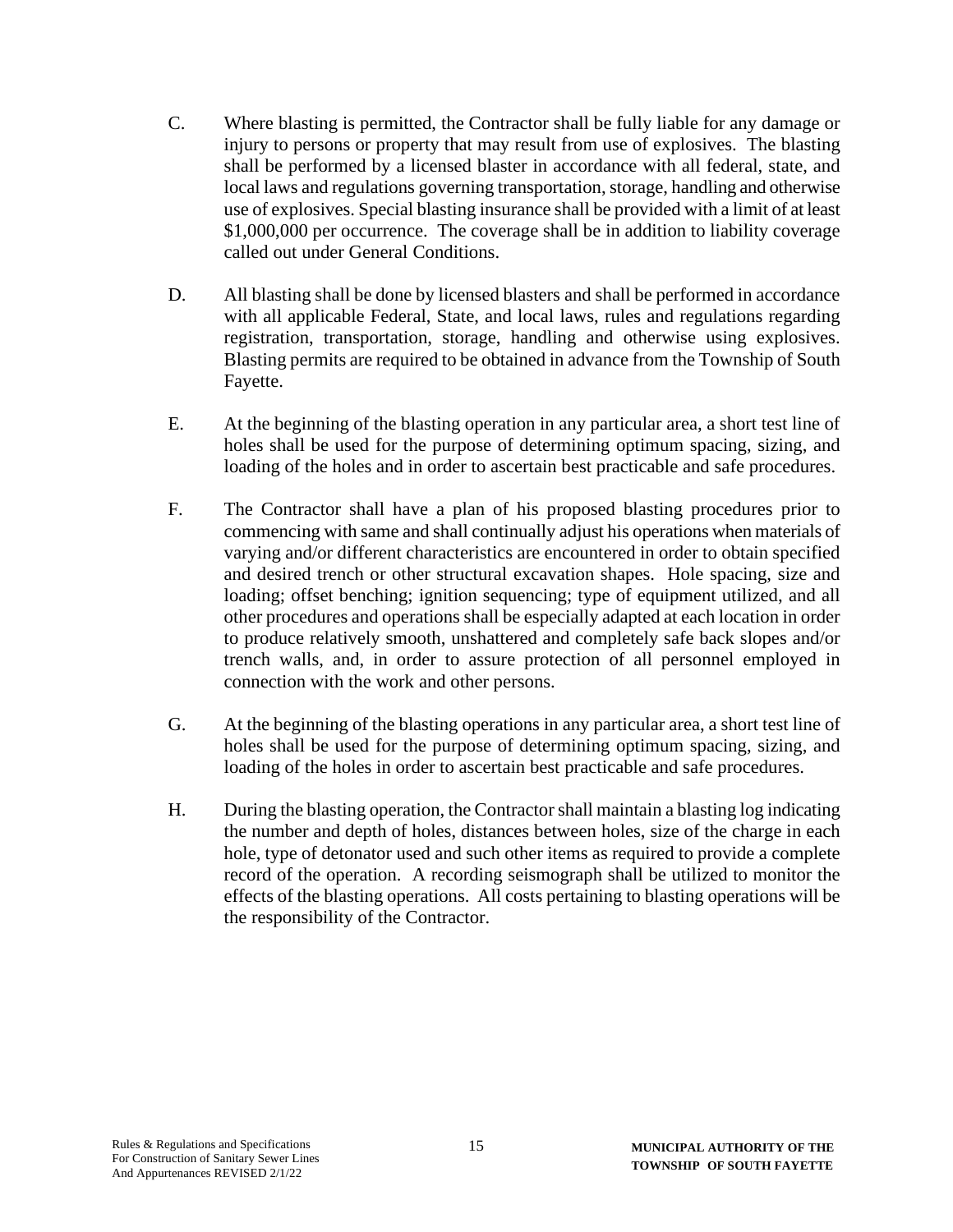C. Where blasting is permitted, the Contractor shall be fully liable for any damage or injury to persons or property that may result from use of explosives. The blasting shall be performed by a licensed blaster in accordance with all federal, state, and local laws and regulations governing transportation, storage, handling and otherwise use of explosives. Special blasting insurance shall be provided with a limit of at least $1,000,000 per occurrence. The coverage shall be in addition to liability coverage called out under General Conditions.

D. All blasting shall be done by licensed blasters and shall be performed in accordance with all applicable Federal, State, and local laws, rules and regulations regarding registration, transportation, storage, handling and otherwise using explosives. Blasting permits are required to be obtained in advance from the Township of South Fayette.

E. At the beginning of the blasting operation in any particular area, a short test line of holes shall be used for the purpose of determining optimum spacing, sizing, and loading of the holes and in order to ascertain best practicable and safe procedures.

F. The Contractor shall have a plan of his proposed blasting procedures prior to commencing with same and shall continually adjust his operations when materials of varying and/or different characteristics are encountered in order to obtain specified and desired trench or other structural excavation shapes. Hole spacing, size and loading; offset benching; ignition sequencing; type of equipment utilized, and all other procedures and operations shall be especially adapted at each location in order to produce relatively smooth, unshattered and completely safe back slopes and/or trench walls, and, in order to assure protection of all personnel employed in connection with the work and other persons.

G. At the beginning of the blasting operations in any particular area, a short test line of holes shall be used for the purpose of determining optimum spacing, sizing, and loading of the holes in order to ascertain best practicable and safe procedures.

H. During the blasting operation, the Contractor shall maintain a blasting log indicating the number and depth of holes, distances between holes, size of the charge in each hole, type of detonator used and such other items as required to provide a complete record of the operation. A recording seismograph shall be utilized to monitor the effects of the blasting operations. All costs pertaining to blasting operations will be the responsibility of the Contractor.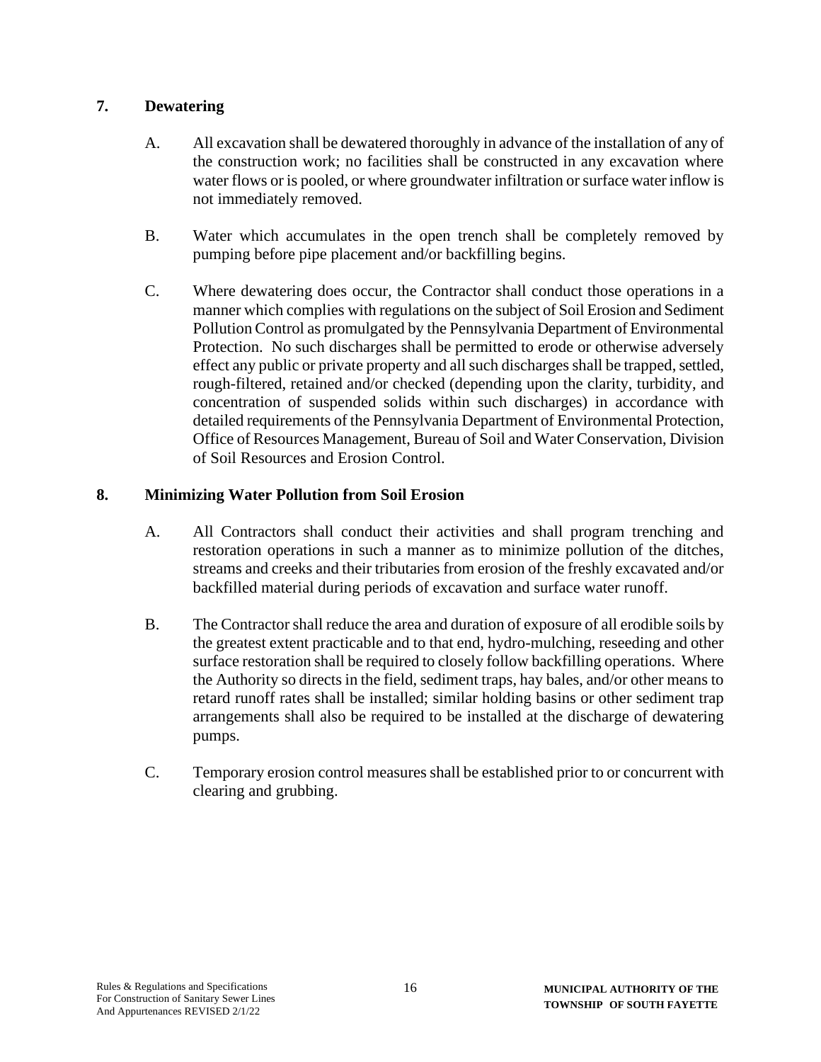## 7. Dewatering

A. All excavation shall be dewatered thoroughly in advance of the installation of any of the construction work; no facilities shall be constructed in any excavation where water flows or is pooled, or where groundwater infiltration or surface water inflow is not immediately removed.

B. Water which accumulates in the open trench shall be completely removed by pumping before pipe placement and/or backfilling begins.

C. Where dewatering does occur, the Contractor shall conduct those operations in a manner which complies with regulations on the subject of Soil Erosion and Sediment Pollution Control as promulgated by the Pennsylvania Department of Environmental Protection. No such discharges shall be permitted to erode or otherwise adversely effect any public or private property and all such discharges shall be trapped, settled, rough-filtered, retained and/or checked (depending upon the clarity, turbidity, and concentration of suspended solids within such discharges) in accordance with detailed requirements of the Pennsylvania Department of Environmental Protection, Office of Resources Management, Bureau of Soil and Water Conservation, Division of Soil Resources and Erosion Control.

## 8. Minimizing Water Pollution from Soil Erosion

A. All Contractors shall conduct their activities and shall program trenching and restoration operations in such a manner as to minimize pollution of the ditches, streams and creeks and their tributaries from erosion of the freshly excavated and/or backfilled material during periods of excavation and surface water runoff.

B. The Contractor shall reduce the area and duration of exposure of all erodible soils by the greatest extent practicable and to that end, hydro-mulching, reseeding and other surface restoration shall be required to closely follow backfilling operations. Where the Authority so directs in the field, sediment traps, hay bales, and/or other means to retard runoff rates shall be installed; similar holding basins or other sediment trap arrangements shall also be required to be installed at the discharge of dewatering pumps.

C. Temporary erosion control measures shall be established prior to or concurrent with clearing and grubbing.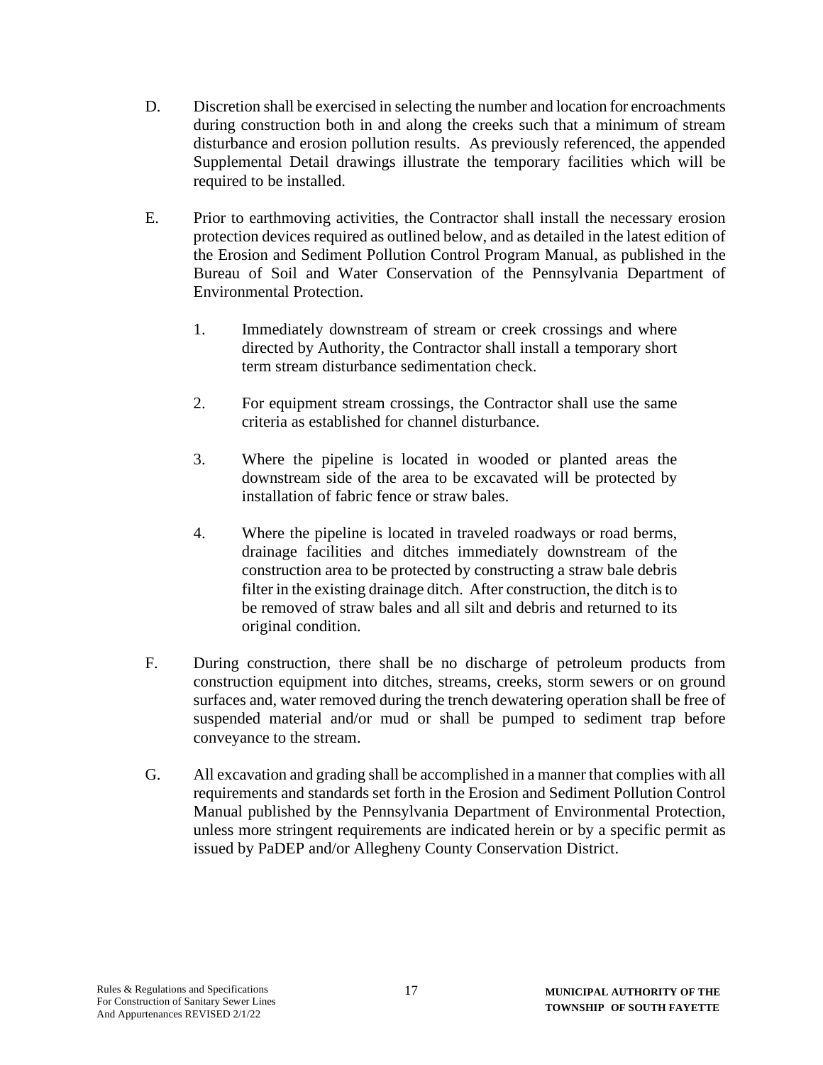D. Discretion shall be exercised in selecting the number and location for encroachments during construction both in and along the creeks such that a minimum of stream disturbance and erosion pollution results. As previously referenced, the appended Supplemental Detail drawings illustrate the temporary facilities which will be required to be installed.

E. Prior to earthmoving activities, the Contractor shall install the necessary erosion protection devices required as outlined below, and as detailed in the latest edition of the Erosion and Sediment Pollution Control Program Manual, as published in the Bureau of Soil and Water Conservation of the Pennsylvania Department of Environmental Protection.

   1. Immediately downstream of stream or creek crossings and where directed by Authority, the Contractor shall install a temporary short term stream disturbance sedimentation check.

   2. For equipment stream crossings, the Contractor shall use the same criteria as established for channel disturbance.

   3. Where the pipeline is located in wooded or planted areas the downstream side of the area to be excavated will be protected by installation of fabric fence or straw bales.

   4. Where the pipeline is located in traveled roadways or road berms, drainage facilities and ditches immediately downstream of the construction area to be protected by constructing a straw bale debris filter in the existing drainage ditch. After construction, the ditch is to be removed of straw bales and all silt and debris and returned to its original condition.

F. During construction, there shall be no discharge of petroleum products from construction equipment into ditches, streams, creeks, storm sewers or on ground surfaces and, water removed during the trench dewatering operation shall be free of suspended material and/or mud or shall be pumped to sediment trap before conveyance to the stream.

G. All excavation and grading shall be accomplished in a manner that complies with all requirements and standards set forth in the Erosion and Sediment Pollution Control Manual published by the Pennsylvania Department of Environmental Protection, unless more stringent requirements are indicated herein or by a specific permit as issued by PaDEP and/or Allegheny County Conservation District.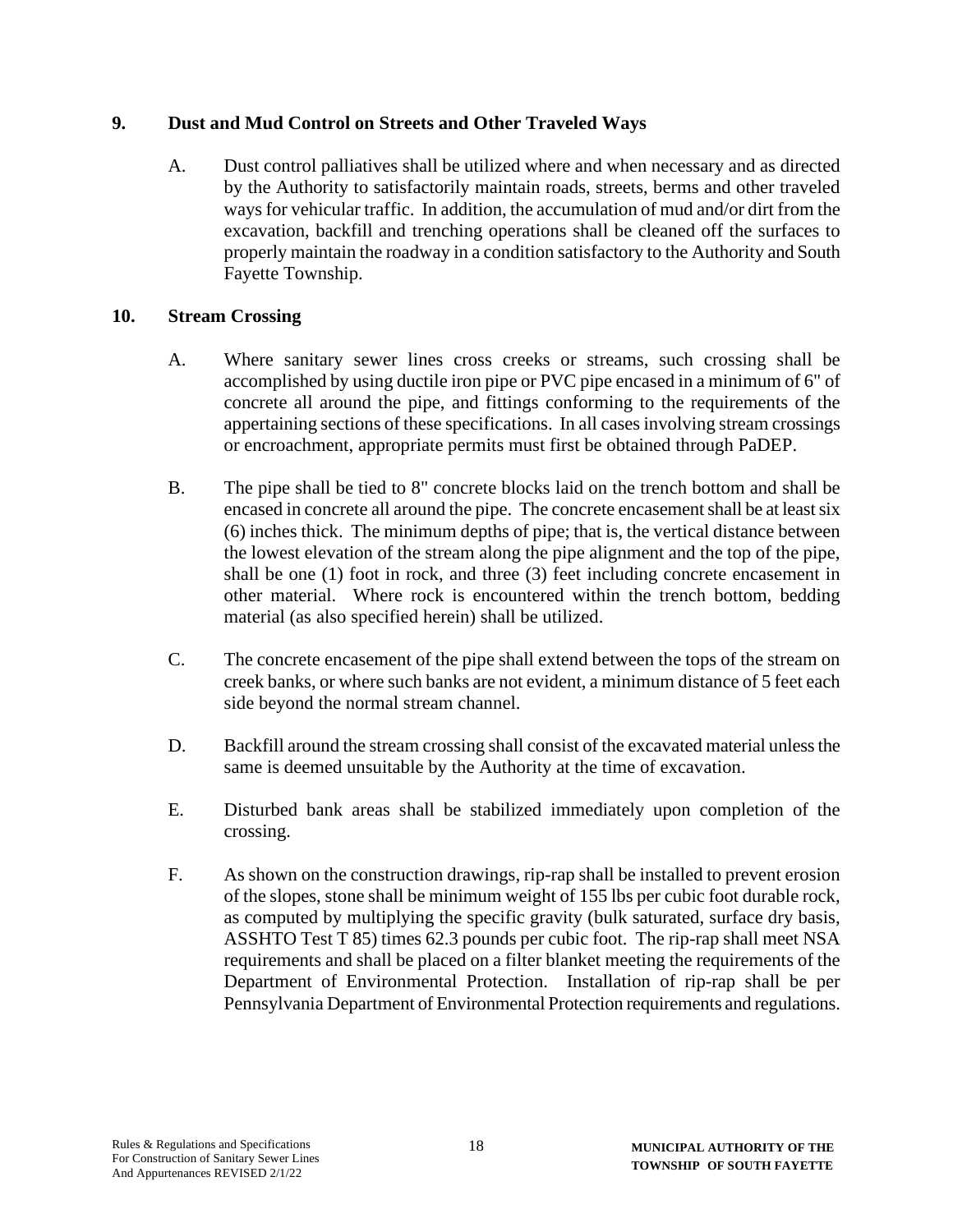## 9. Dust and Mud Control on Streets and Other Traveled Ways

A. Dust control palliatives shall be utilized where and when necessary and as directed by the Authority to satisfactorily maintain roads, streets, berms and other traveled ways for vehicular traffic. In addition, the accumulation of mud and/or dirt from the excavation, backfill and trenching operations shall be cleaned off the surfaces to properly maintain the roadway in a condition satisfactory to the Authority and South Fayette Township.

## 10. Stream Crossing

A. Where sanitary sewer lines cross creeks or streams, such crossing shall be accomplished by using ductile iron pipe or PVC pipe encased in a minimum of 6" of concrete all around the pipe, and fittings conforming to the requirements of the appertaining sections of these specifications. In all cases involving stream crossings or encroachment, appropriate permits must first be obtained through PaDEP.

B. The pipe shall be tied to 8" concrete blocks laid on the trench bottom and shall be encased in concrete all around the pipe. The concrete encasement shall be at least six (6) inches thick. The minimum depths of pipe; that is, the vertical distance between the lowest elevation of the stream along the pipe alignment and the top of the pipe, shall be one (1) foot in rock, and three (3) feet including concrete encasement in other material. Where rock is encountered within the trench bottom, bedding material (as also specified herein) shall be utilized.

C. The concrete encasement of the pipe shall extend between the tops of the stream on creek banks, or where such banks are not evident, a minimum distance of 5 feet each side beyond the normal stream channel.

D. Backfill around the stream crossing shall consist of the excavated material unless the same is deemed unsuitable by the Authority at the time of excavation.

E. Disturbed bank areas shall be stabilized immediately upon completion of the crossing.

F. As shown on the construction drawings, rip-rap shall be installed to prevent erosion of the slopes, stone shall be minimum weight of 155 lbs per cubic foot durable rock, as computed by multiplying the specific gravity (bulk saturated, surface dry basis, ASSHTO Test T 85) times 62.3 pounds per cubic foot. The rip-rap shall meet NSA requirements and shall be placed on a filter blanket meeting the requirements of the Department of Environmental Protection. Installation of rip-rap shall be per Pennsylvania Department of Environmental Protection requirements and regulations.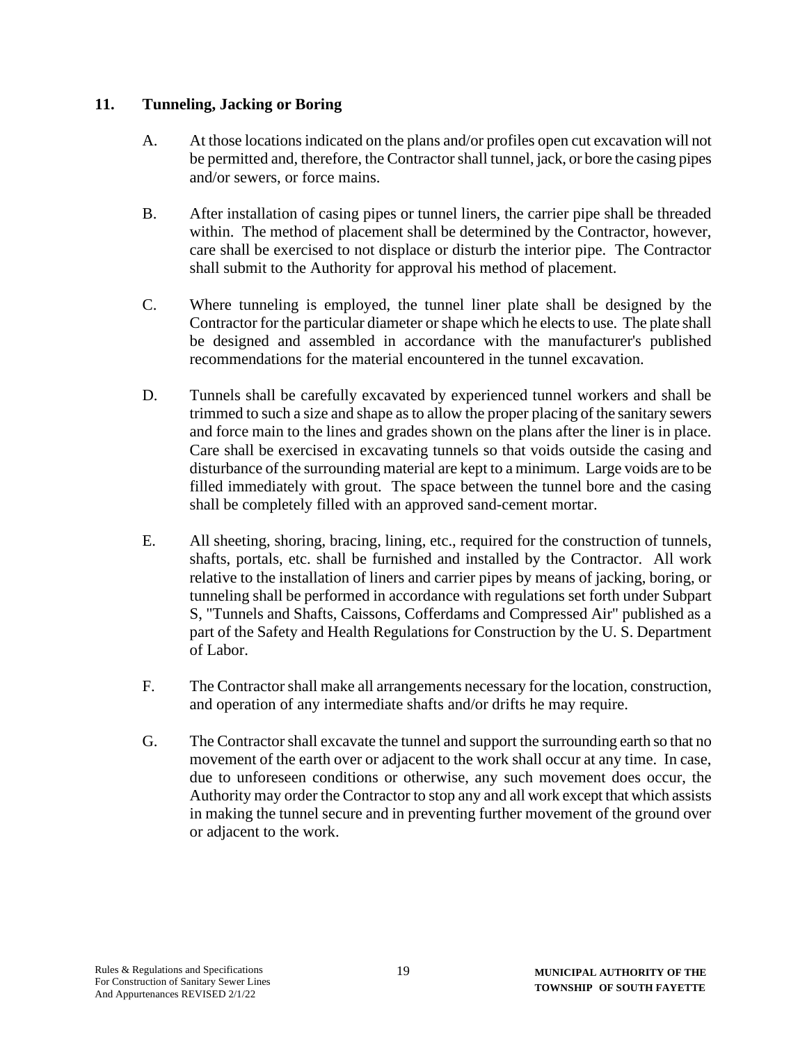## 11. Tunneling, Jacking or Boring

A. At those locations indicated on the plans and/or profiles open cut excavation will not be permitted and, therefore, the Contractor shall tunnel, jack, or bore the casing pipes and/or sewers, or force mains.

B. After installation of casing pipes or tunnel liners, the carrier pipe shall be threaded within. The method of placement shall be determined by the Contractor, however, care shall be exercised to not displace or disturb the interior pipe. The Contractor shall submit to the Authority for approval his method of placement.

C. Where tunneling is employed, the tunnel liner plate shall be designed by the Contractor for the particular diameter or shape which he elects to use. The plate shall be designed and assembled in accordance with the manufacturer's published recommendations for the material encountered in the tunnel excavation.

D. Tunnels shall be carefully excavated by experienced tunnel workers and shall be trimmed to such a size and shape as to allow the proper placing of the sanitary sewers and force main to the lines and grades shown on the plans after the liner is in place. Care shall be exercised in excavating tunnels so that voids outside the casing and disturbance of the surrounding material are kept to a minimum. Large voids are to be filled immediately with grout. The space between the tunnel bore and the casing shall be completely filled with an approved sand-cement mortar.

E. All sheeting, shoring, bracing, lining, etc., required for the construction of tunnels, shafts, portals, etc. shall be furnished and installed by the Contractor. All work relative to the installation of liners and carrier pipes by means of jacking, boring, or tunneling shall be performed in accordance with regulations set forth under Subpart S, "Tunnels and Shafts, Caissons, Cofferdams and Compressed Air" published as a part of the Safety and Health Regulations for Construction by the U. S. Department of Labor.

F. The Contractor shall make all arrangements necessary for the location, construction, and operation of any intermediate shafts and/or drifts he may require.

G. The Contractor shall excavate the tunnel and support the surrounding earth so that no movement of the earth over or adjacent to the work shall occur at any time. In case, due to unforeseen conditions or otherwise, any such movement does occur, the Authority may order the Contractor to stop any and all work except that which assists in making the tunnel secure and in preventing further movement of the ground over or adjacent to the work.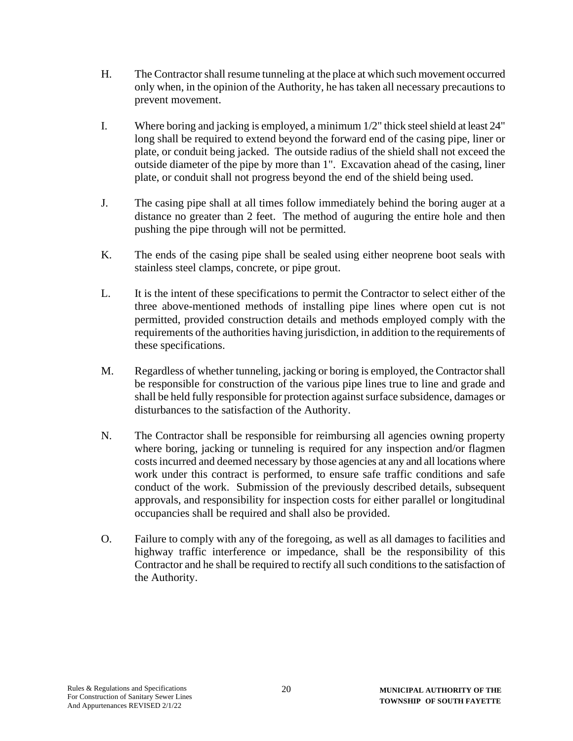H. The Contractor shall resume tunneling at the place at which such movement occurred only when, in the opinion of the Authority, he has taken all necessary precautions to prevent movement.

I. Where boring and jacking is employed, a minimum 1/2" thick steel shield at least 24" long shall be required to extend beyond the forward end of the casing pipe, liner or plate, or conduit being jacked. The outside radius of the shield shall not exceed the outside diameter of the pipe by more than 1". Excavation ahead of the casing, liner plate, or conduit shall not progress beyond the end of the shield being used.

J. The casing pipe shall at all times follow immediately behind the boring auger at a distance no greater than 2 feet. The method of auguring the entire hole and then pushing the pipe through will not be permitted.

K. The ends of the casing pipe shall be sealed using either neoprene boot seals with stainless steel clamps, concrete, or pipe grout.

L. It is the intent of these specifications to permit the Contractor to select either of the three above-mentioned methods of installing pipe lines where open cut is not permitted, provided construction details and methods employed comply with the requirements of the authorities having jurisdiction, in addition to the requirements of these specifications.

M. Regardless of whether tunneling, jacking or boring is employed, the Contractor shall be responsible for construction of the various pipe lines true to line and grade and shall be held fully responsible for protection against surface subsidence, damages or disturbances to the satisfaction of the Authority.

N. The Contractor shall be responsible for reimbursing all agencies owning property where boring, jacking or tunneling is required for any inspection and/or flagmen costs incurred and deemed necessary by those agencies at any and all locations where work under this contract is performed, to ensure safe traffic conditions and safe conduct of the work. Submission of the previously described details, subsequent approvals, and responsibility for inspection costs for either parallel or longitudinal occupancies shall be required and shall also be provided.

O. Failure to comply with any of the foregoing, as well as all damages to facilities and highway traffic interference or impedance, shall be the responsibility of this Contractor and he shall be required to rectify all such conditions to the satisfaction of the Authority.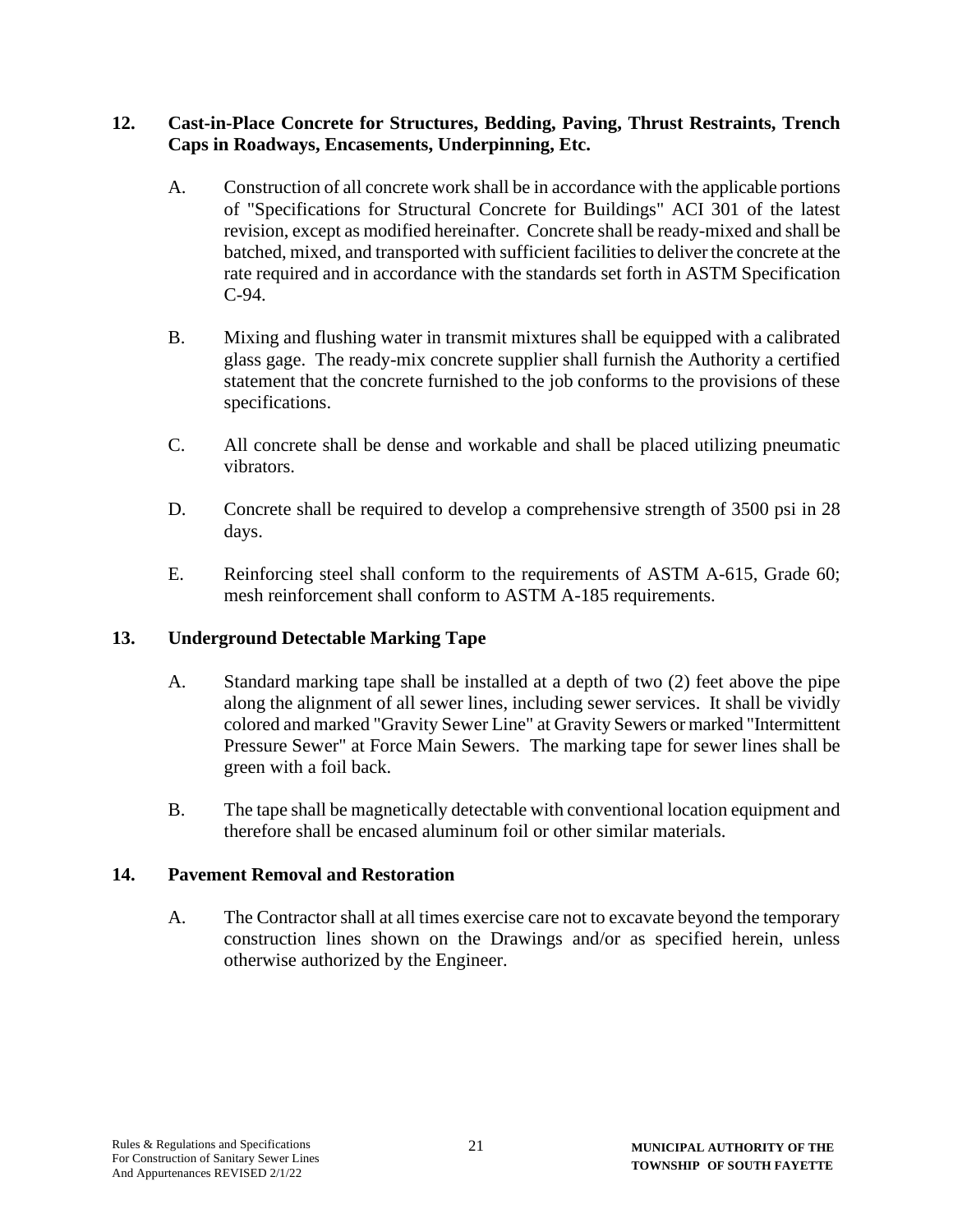## 12. Cast-in-Place Concrete for Structures, Bedding, Paving, Thrust Restraints, Trench Caps in Roadways, Encasements, Underpinning, Etc.

A. Construction of all concrete work shall be in accordance with the applicable portions of "Specifications for Structural Concrete for Buildings" ACI 301 of the latest revision, except as modified hereinafter. Concrete shall be ready-mixed and shall be batched, mixed, and transported with sufficient facilities to deliver the concrete at the rate required and in accordance with the standards set forth in ASTM Specification C-94.

B. Mixing and flushing water in transmit mixtures shall be equipped with a calibrated glass gage. The ready-mix concrete supplier shall furnish the Authority a certified statement that the concrete furnished to the job conforms to the provisions of these specifications.

C. All concrete shall be dense and workable and shall be placed utilizing pneumatic vibrators.

D. Concrete shall be required to develop a comprehensive strength of 3500 psi in 28 days.

E. Reinforcing steel shall conform to the requirements of ASTM A-615, Grade 60; mesh reinforcement shall conform to ASTM A-185 requirements.

## 13. Underground Detectable Marking Tape

A. Standard marking tape shall be installed at a depth of two (2) feet above the pipe along the alignment of all sewer lines, including sewer services. It shall be vividly colored and marked "Gravity Sewer Line" at Gravity Sewers or marked "Intermittent Pressure Sewer" at Force Main Sewers. The marking tape for sewer lines shall be green with a foil back.

B. The tape shall be magnetically detectable with conventional location equipment and therefore shall be encased aluminum foil or other similar materials.

## 14. Pavement Removal and Restoration

A. The Contractor shall at all times exercise care not to excavate beyond the temporary construction lines shown on the Drawings and/or as specified herein, unless otherwise authorized by the Engineer.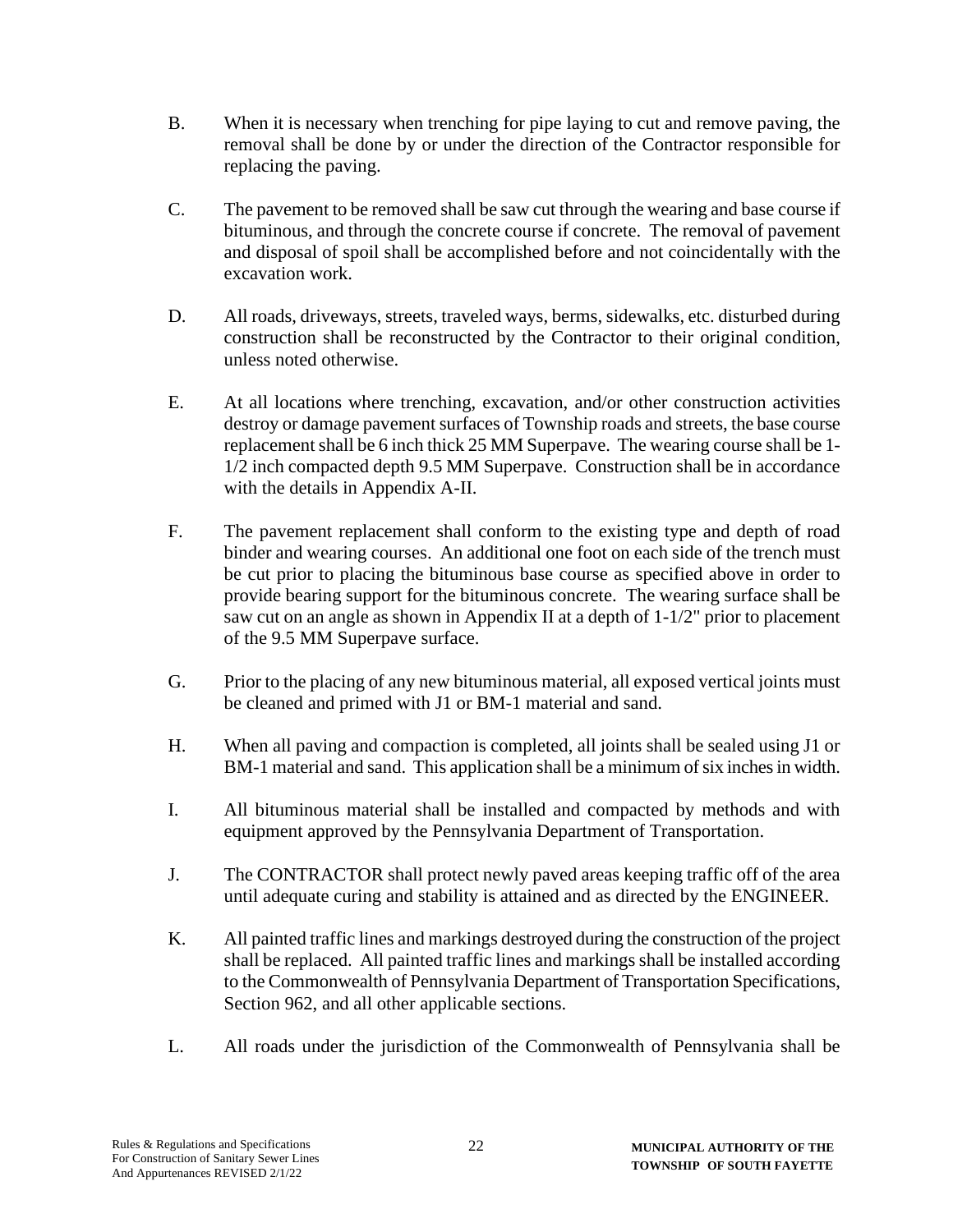B. When it is necessary when trenching for pipe laying to cut and remove paving, the removal shall be done by or under the direction of the Contractor responsible for replacing the paving.

C. The pavement to be removed shall be saw cut through the wearing and base course if bituminous, and through the concrete course if concrete. The removal of pavement and disposal of spoil shall be accomplished before and not coincidentally with the excavation work.

D. All roads, driveways, streets, traveled ways, berms, sidewalks, etc. disturbed during construction shall be reconstructed by the Contractor to their original condition, unless noted otherwise.

E. At all locations where trenching, excavation, and/or other construction activities destroy or damage pavement surfaces of Township roads and streets, the base course replacement shall be 6 inch thick 25 MM Superpave. The wearing course shall be 1-1/2 inch compacted depth 9.5 MM Superpave. Construction shall be in accordance with the details in Appendix A-II.

F. The pavement replacement shall conform to the existing type and depth of road binder and wearing courses. An additional one foot on each side of the trench must be cut prior to placing the bituminous base course as specified above in order to provide bearing support for the bituminous concrete. The wearing surface shall be saw cut on an angle as shown in Appendix II at a depth of 1-1/2" prior to placement of the 9.5 MM Superpave surface.

G. Prior to the placing of any new bituminous material, all exposed vertical joints must be cleaned and primed with J1 or BM-1 material and sand.

H. When all paving and compaction is completed, all joints shall be sealed using J1 or BM-1 material and sand. This application shall be a minimum of six inches in width.

I. All bituminous material shall be installed and compacted by methods and with equipment approved by the Pennsylvania Department of Transportation.

J. The CONTRACTOR shall protect newly paved areas keeping traffic off of the area until adequate curing and stability is attained and as directed by the ENGINEER.

K. All painted traffic lines and markings destroyed during the construction of the project shall be replaced. All painted traffic lines and markings shall be installed according to the Commonwealth of Pennsylvania Department of Transportation Specifications, Section 962, and all other applicable sections.

L. All roads under the jurisdiction of the Commonwealth of Pennsylvania shall be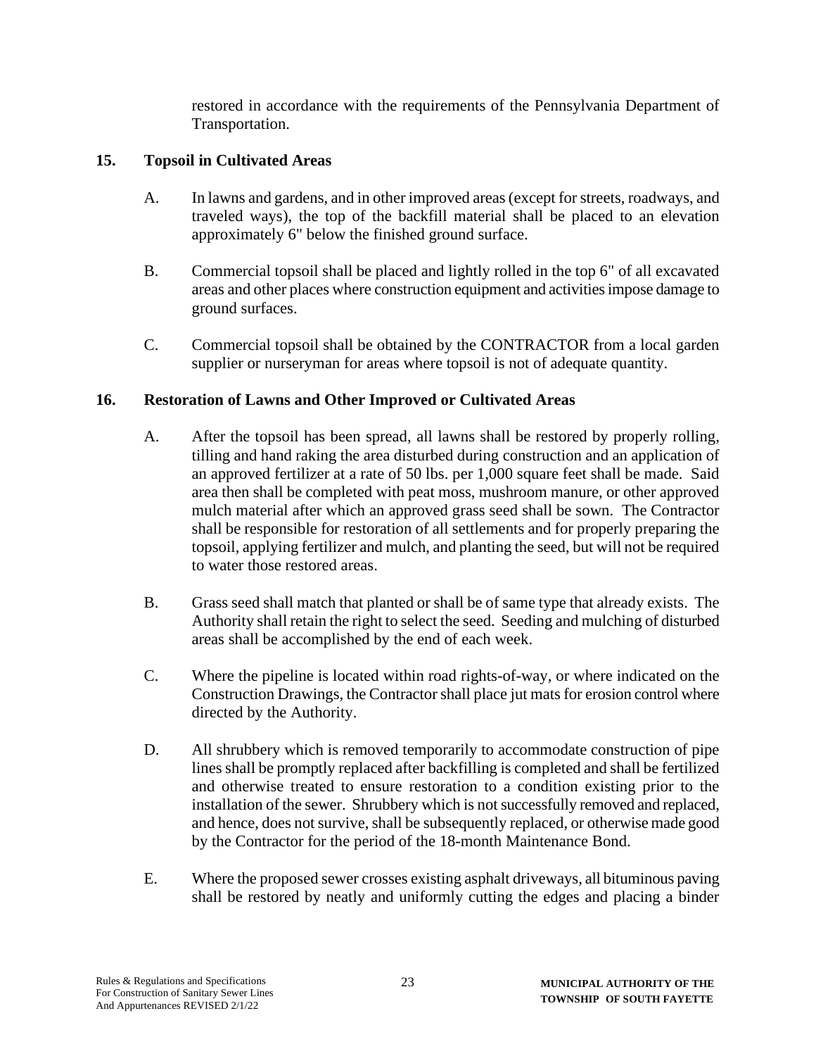restored in accordance with the requirements of the Pennsylvania Department of Transportation.

## 15. Topsoil in Cultivated Areas

A. In lawns and gardens, and in other improved areas (except for streets, roadways, and traveled ways), the top of the backfill material shall be placed to an elevation approximately 6" below the finished ground surface.

B. Commercial topsoil shall be placed and lightly rolled in the top 6" of all excavated areas and other places where construction equipment and activities impose damage to ground surfaces.

C. Commercial topsoil shall be obtained by the CONTRACTOR from a local garden supplier or nurseryman for areas where topsoil is not of adequate quantity.

## 16. Restoration of Lawns and Other Improved or Cultivated Areas

A. After the topsoil has been spread, all lawns shall be restored by properly rolling, tilling and hand raking the area disturbed during construction and an application of an approved fertilizer at a rate of 50 lbs. per 1,000 square feet shall be made. Said area then shall be completed with peat moss, mushroom manure, or other approved mulch material after which an approved grass seed shall be sown. The Contractor shall be responsible for restoration of all settlements and for properly preparing the topsoil, applying fertilizer and mulch, and planting the seed, but will not be required to water those restored areas.

B. Grass seed shall match that planted or shall be of same type that already exists. The Authority shall retain the right to select the seed. Seeding and mulching of disturbed areas shall be accomplished by the end of each week.

C. Where the pipeline is located within road rights-of-way, or where indicated on the Construction Drawings, the Contractor shall place jut mats for erosion control where directed by the Authority.

D. All shrubbery which is removed temporarily to accommodate construction of pipe lines shall be promptly replaced after backfilling is completed and shall be fertilized and otherwise treated to ensure restoration to a condition existing prior to the installation of the sewer. Shrubbery which is not successfully removed and replaced, and hence, does not survive, shall be subsequently replaced, or otherwise made good by the Contractor for the period of the 18-month Maintenance Bond.

E. Where the proposed sewer crosses existing asphalt driveways, all bituminous paving shall be restored by neatly and uniformly cutting the edges and placing a binder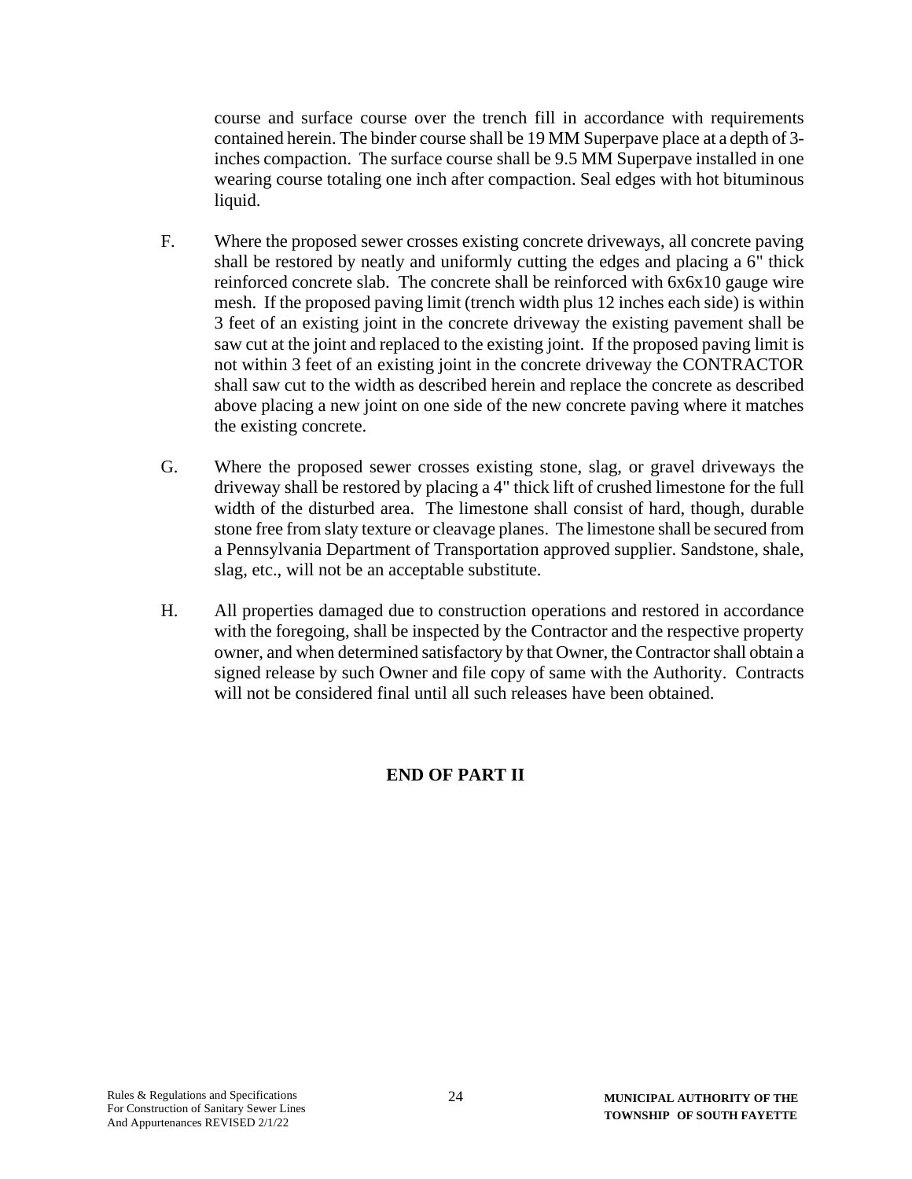course and surface course over the trench fill in accordance with requirements contained herein. The binder course shall be 19 MM Superpave place at a depth of 3-inches compaction. The surface course shall be 9.5 MM Superpave installed in one wearing course totaling one inch after compaction. Seal edges with hot bituminous liquid.

F. Where the proposed sewer crosses existing concrete driveways, all concrete paving shall be restored by neatly and uniformly cutting the edges and placing a 6" thick reinforced concrete slab. The concrete shall be reinforced with 6x6x10 gauge wire mesh. If the proposed paving limit (trench width plus 12 inches each side) is within 3 feet of an existing joint in the concrete driveway the existing pavement shall be saw cut at the joint and replaced to the existing joint. If the proposed paving limit is not within 3 feet of an existing joint in the concrete driveway the CONTRACTOR shall saw cut to the width as described herein and replace the concrete as described above placing a new joint on one side of the new concrete paving where it matches the existing concrete.

G. Where the proposed sewer crosses existing stone, slag, or gravel driveways the driveway shall be restored by placing a 4" thick lift of crushed limestone for the full width of the disturbed area. The limestone shall consist of hard, though, durable stone free from slaty texture or cleavage planes. The limestone shall be secured from a Pennsylvania Department of Transportation approved supplier. Sandstone, shale, slag, etc., will not be an acceptable substitute.

H. All properties damaged due to construction operations and restored in accordance with the foregoing, shall be inspected by the Contractor and the respective property owner, and when determined satisfactory by that Owner, the Contractor shall obtain a signed release by such Owner and file copy of same with the Authority. Contracts will not be considered final until all such releases have been obtained.

**END OF PART II**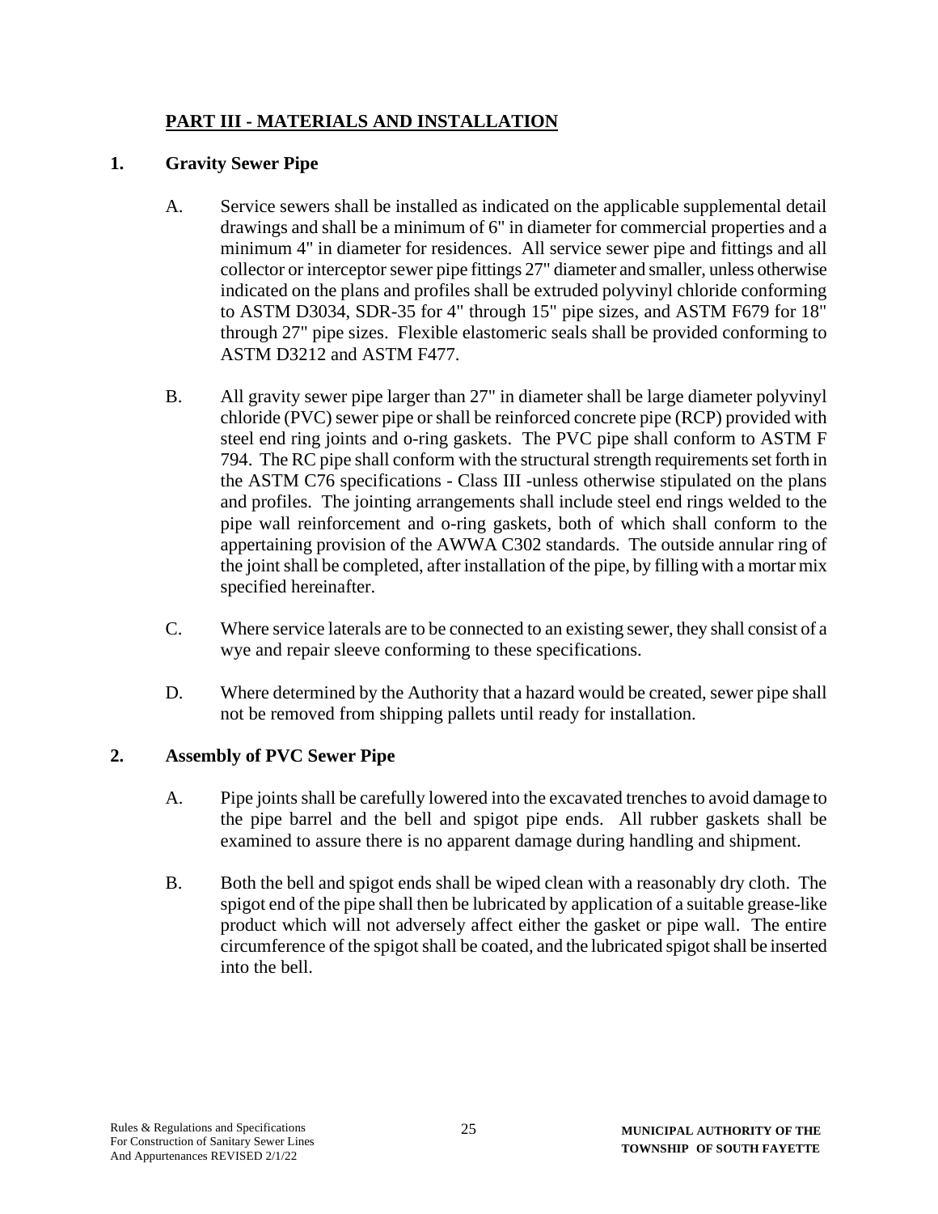## PART III - MATERIALS AND INSTALLATION

### 1. Gravity Sewer Pipe

A. Service sewers shall be installed as indicated on the applicable supplemental detail drawings and shall be a minimum of 6" in diameter for commercial properties and a minimum 4" in diameter for residences. All service sewer pipe and fittings and all collector or interceptor sewer pipe fittings 27" diameter and smaller, unless otherwise indicated on the plans and profiles shall be extruded polyvinyl chloride conforming to ASTM D3034, SDR-35 for 4" through 15" pipe sizes, and ASTM F679 for 18" through 27" pipe sizes. Flexible elastomeric seals shall be provided conforming to ASTM D3212 and ASTM F477.

B. All gravity sewer pipe larger than 27" in diameter shall be large diameter polyvinyl chloride (PVC) sewer pipe or shall be reinforced concrete pipe (RCP) provided with steel end ring joints and o-ring gaskets. The PVC pipe shall conform to ASTM F 794. The RC pipe shall conform with the structural strength requirements set forth in the ASTM C76 specifications - Class III -unless otherwise stipulated on the plans and profiles. The jointing arrangements shall include steel end rings welded to the pipe wall reinforcement and o-ring gaskets, both of which shall conform to the appertaining provision of the AWWA C302 standards. The outside annular ring of the joint shall be completed, after installation of the pipe, by filling with a mortar mix specified hereinafter.

C. Where service laterals are to be connected to an existing sewer, they shall consist of a wye and repair sleeve conforming to these specifications.

D. Where determined by the Authority that a hazard would be created, sewer pipe shall not be removed from shipping pallets until ready for installation.

### 2. Assembly of PVC Sewer Pipe

A. Pipe joints shall be carefully lowered into the excavated trenches to avoid damage to the pipe barrel and the bell and spigot pipe ends. All rubber gaskets shall be examined to assure there is no apparent damage during handling and shipment.

B. Both the bell and spigot ends shall be wiped clean with a reasonably dry cloth. The spigot end of the pipe shall then be lubricated by application of a suitable grease-like product which will not adversely affect either the gasket or pipe wall. The entire circumference of the spigot shall be coated, and the lubricated spigot shall be inserted into the bell.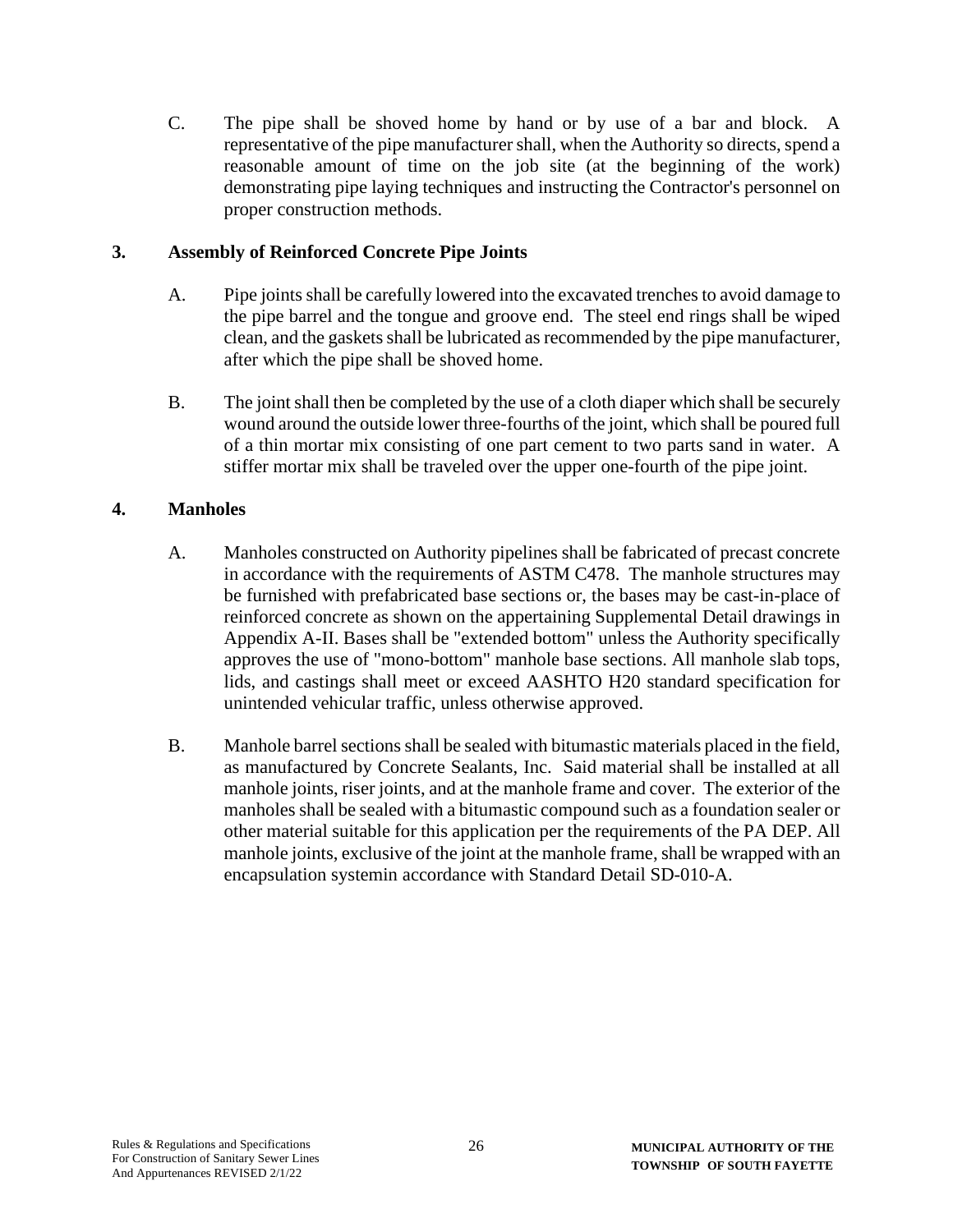C. The pipe shall be shoved home by hand or by use of a bar and block. A representative of the pipe manufacturer shall, when the Authority so directs, spend a reasonable amount of time on the job site (at the beginning of the work) demonstrating pipe laying techniques and instructing the Contractor's personnel on proper construction methods.

## 3. Assembly of Reinforced Concrete Pipe Joints

A. Pipe joints shall be carefully lowered into the excavated trenches to avoid damage to the pipe barrel and the tongue and groove end. The steel end rings shall be wiped clean, and the gaskets shall be lubricated as recommended by the pipe manufacturer, after which the pipe shall be shoved home.

B. The joint shall then be completed by the use of a cloth diaper which shall be securely wound around the outside lower three-fourths of the joint, which shall be poured full of a thin mortar mix consisting of one part cement to two parts sand in water. A stiffer mortar mix shall be traveled over the upper one-fourth of the pipe joint.

## 4. Manholes

A. Manholes constructed on Authority pipelines shall be fabricated of precast concrete in accordance with the requirements of ASTM C478. The manhole structures may be furnished with prefabricated base sections or, the bases may be cast-in-place of reinforced concrete as shown on the appertaining Supplemental Detail drawings in Appendix A-II. Bases shall be "extended bottom" unless the Authority specifically approves the use of "mono-bottom" manhole base sections. All manhole slab tops, lids, and castings shall meet or exceed AASHTO H20 standard specification for unintended vehicular traffic, unless otherwise approved.

B. Manhole barrel sections shall be sealed with bitumastic materials placed in the field, as manufactured by Concrete Sealants, Inc. Said material shall be installed at all manhole joints, riser joints, and at the manhole frame and cover. The exterior of the manholes shall be sealed with a bitumastic compound such as a foundation sealer or other material suitable for this application per the requirements of the PA DEP. All manhole joints, exclusive of the joint at the manhole frame, shall be wrapped with an encapsulation systemin accordance with Standard Detail SD-010-A.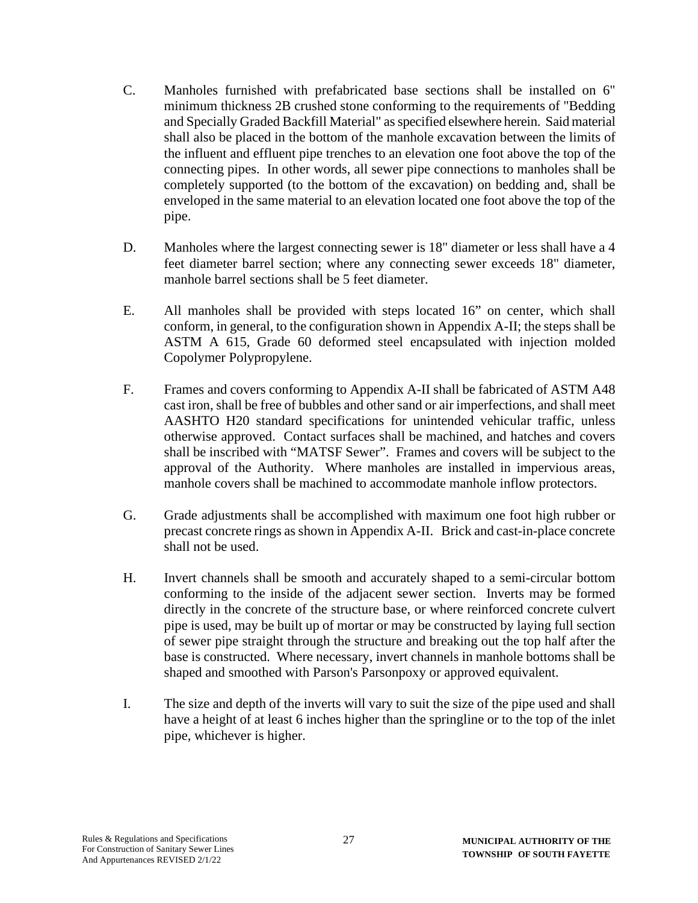C. Manholes furnished with prefabricated base sections shall be installed on 6" minimum thickness 2B crushed stone conforming to the requirements of "Bedding and Specially Graded Backfill Material" as specified elsewhere herein. Said material shall also be placed in the bottom of the manhole excavation between the limits of the influent and effluent pipe trenches to an elevation one foot above the top of the connecting pipes. In other words, all sewer pipe connections to manholes shall be completely supported (to the bottom of the excavation) on bedding and, shall be enveloped in the same material to an elevation located one foot above the top of the pipe.

D. Manholes where the largest connecting sewer is 18" diameter or less shall have a 4 feet diameter barrel section; where any connecting sewer exceeds 18" diameter, manhole barrel sections shall be 5 feet diameter.

E. All manholes shall be provided with steps located 16" on center, which shall conform, in general, to the configuration shown in Appendix A-II; the steps shall be ASTM A 615, Grade 60 deformed steel encapsulated with injection molded Copolymer Polypropylene.

F. Frames and covers conforming to Appendix A-II shall be fabricated of ASTM A48 cast iron, shall be free of bubbles and other sand or air imperfections, and shall meet AASHTO H20 standard specifications for unintended vehicular traffic, unless otherwise approved. Contact surfaces shall be machined, and hatches and covers shall be inscribed with "MATSF Sewer". Frames and covers will be subject to the approval of the Authority. Where manholes are installed in impervious areas, manhole covers shall be machined to accommodate manhole inflow protectors.

G. Grade adjustments shall be accomplished with maximum one foot high rubber or precast concrete rings as shown in Appendix A-II. Brick and cast-in-place concrete shall not be used.

H. Invert channels shall be smooth and accurately shaped to a semi-circular bottom conforming to the inside of the adjacent sewer section. Inverts may be formed directly in the concrete of the structure base, or where reinforced concrete culvert pipe is used, may be built up of mortar or may be constructed by laying full section of sewer pipe straight through the structure and breaking out the top half after the base is constructed. Where necessary, invert channels in manhole bottoms shall be shaped and smoothed with Parson's Parsonpoxy or approved equivalent.

I. The size and depth of the inverts will vary to suit the size of the pipe used and shall have a height of at least 6 inches higher than the springline or to the top of the inlet pipe, whichever is higher.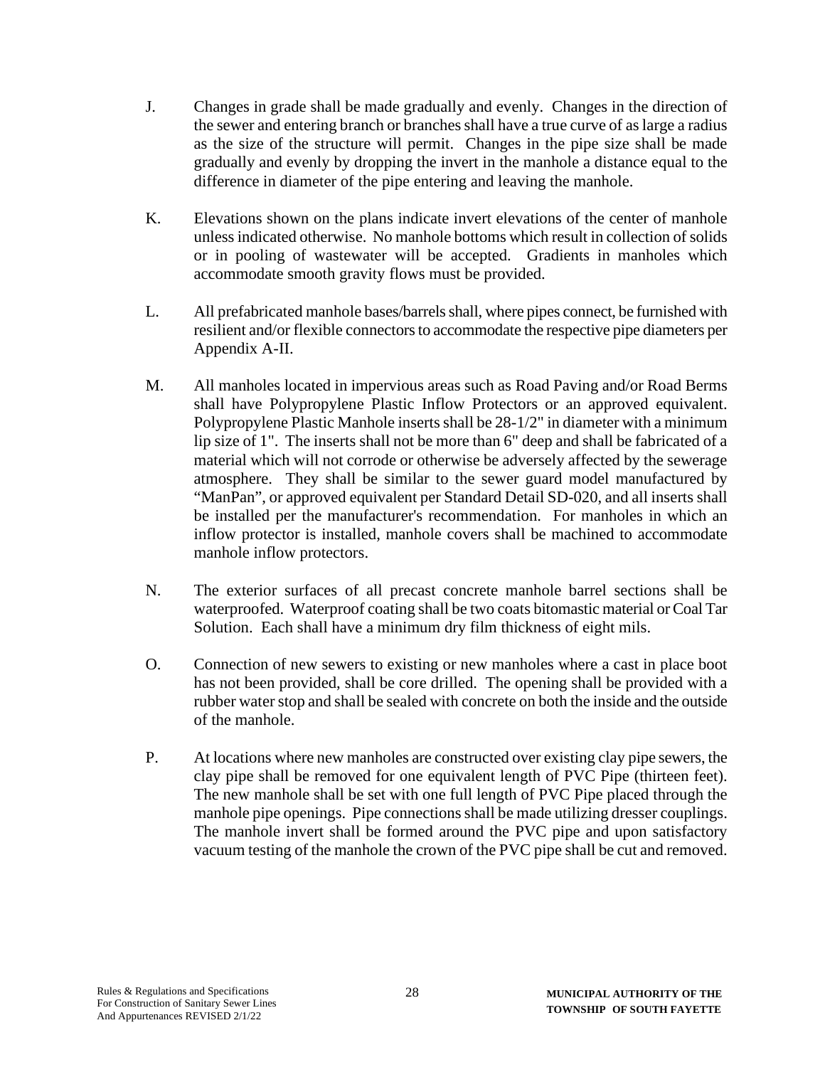J. Changes in grade shall be made gradually and evenly. Changes in the direction of the sewer and entering branch or branches shall have a true curve of as large a radius as the size of the structure will permit. Changes in the pipe size shall be made gradually and evenly by dropping the invert in the manhole a distance equal to the difference in diameter of the pipe entering and leaving the manhole.

K. Elevations shown on the plans indicate invert elevations of the center of manhole unless indicated otherwise. No manhole bottoms which result in collection of solids or in pooling of wastewater will be accepted. Gradients in manholes which accommodate smooth gravity flows must be provided.

L. All prefabricated manhole bases/barrels shall, where pipes connect, be furnished with resilient and/or flexible connectors to accommodate the respective pipe diameters per Appendix A-II.

M. All manholes located in impervious areas such as Road Paving and/or Road Berms shall have Polypropylene Plastic Inflow Protectors or an approved equivalent. Polypropylene Plastic Manhole inserts shall be 28-1/2" in diameter with a minimum lip size of 1". The inserts shall not be more than 6" deep and shall be fabricated of a material which will not corrode or otherwise be adversely affected by the sewerage atmosphere. They shall be similar to the sewer guard model manufactured by "ManPan", or approved equivalent per Standard Detail SD-020, and all inserts shall be installed per the manufacturer's recommendation. For manholes in which an inflow protector is installed, manhole covers shall be machined to accommodate manhole inflow protectors.

N. The exterior surfaces of all precast concrete manhole barrel sections shall be waterproofed. Waterproof coating shall be two coats bitomastic material or Coal Tar Solution. Each shall have a minimum dry film thickness of eight mils.

O. Connection of new sewers to existing or new manholes where a cast in place boot has not been provided, shall be core drilled. The opening shall be provided with a rubber water stop and shall be sealed with concrete on both the inside and the outside of the manhole.

P. At locations where new manholes are constructed over existing clay pipe sewers, the clay pipe shall be removed for one equivalent length of PVC Pipe (thirteen feet). The new manhole shall be set with one full length of PVC Pipe placed through the manhole pipe openings. Pipe connections shall be made utilizing dresser couplings. The manhole invert shall be formed around the PVC pipe and upon satisfactory vacuum testing of the manhole the crown of the PVC pipe shall be cut and removed.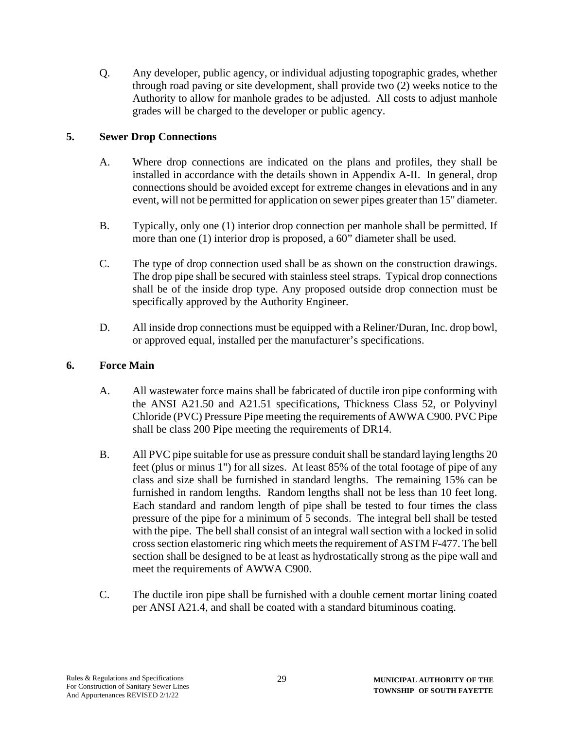Q. Any developer, public agency, or individual adjusting topographic grades, whether through road paving or site development, shall provide two (2) weeks notice to the Authority to allow for manhole grades to be adjusted. All costs to adjust manhole grades will be charged to the developer or public agency.

## 5. Sewer Drop Connections

A. Where drop connections are indicated on the plans and profiles, they shall be installed in accordance with the details shown in Appendix A-II. In general, drop connections should be avoided except for extreme changes in elevations and in any event, will not be permitted for application on sewer pipes greater than 15" diameter.

B. Typically, only one (1) interior drop connection per manhole shall be permitted. If more than one (1) interior drop is proposed, a 60” diameter shall be used.

C. The type of drop connection used shall be as shown on the construction drawings. The drop pipe shall be secured with stainless steel straps. Typical drop connections shall be of the inside drop type. Any proposed outside drop connection must be specifically approved by the Authority Engineer.

D. All inside drop connections must be equipped with a Reliner/Duran, Inc. drop bowl, or approved equal, installed per the manufacturer’s specifications.

## 6. Force Main

A. All wastewater force mains shall be fabricated of ductile iron pipe conforming with the ANSI A21.50 and A21.51 specifications, Thickness Class 52, or Polyvinyl Chloride (PVC) Pressure Pipe meeting the requirements of AWWA C900. PVC Pipe shall be class 200 Pipe meeting the requirements of DR14.

B. All PVC pipe suitable for use as pressure conduit shall be standard laying lengths 20 feet (plus or minus 1") for all sizes. At least 85% of the total footage of pipe of any class and size shall be furnished in standard lengths. The remaining 15% can be furnished in random lengths. Random lengths shall not be less than 10 feet long. Each standard and random length of pipe shall be tested to four times the class pressure of the pipe for a minimum of 5 seconds. The integral bell shall be tested with the pipe. The bell shall consist of an integral wall section with a locked in solid cross section elastomeric ring which meets the requirement of ASTM F-477. The bell section shall be designed to be at least as hydrostatically strong as the pipe wall and meet the requirements of AWWA C900.

C. The ductile iron pipe shall be furnished with a double cement mortar lining coated per ANSI A21.4, and shall be coated with a standard bituminous coating.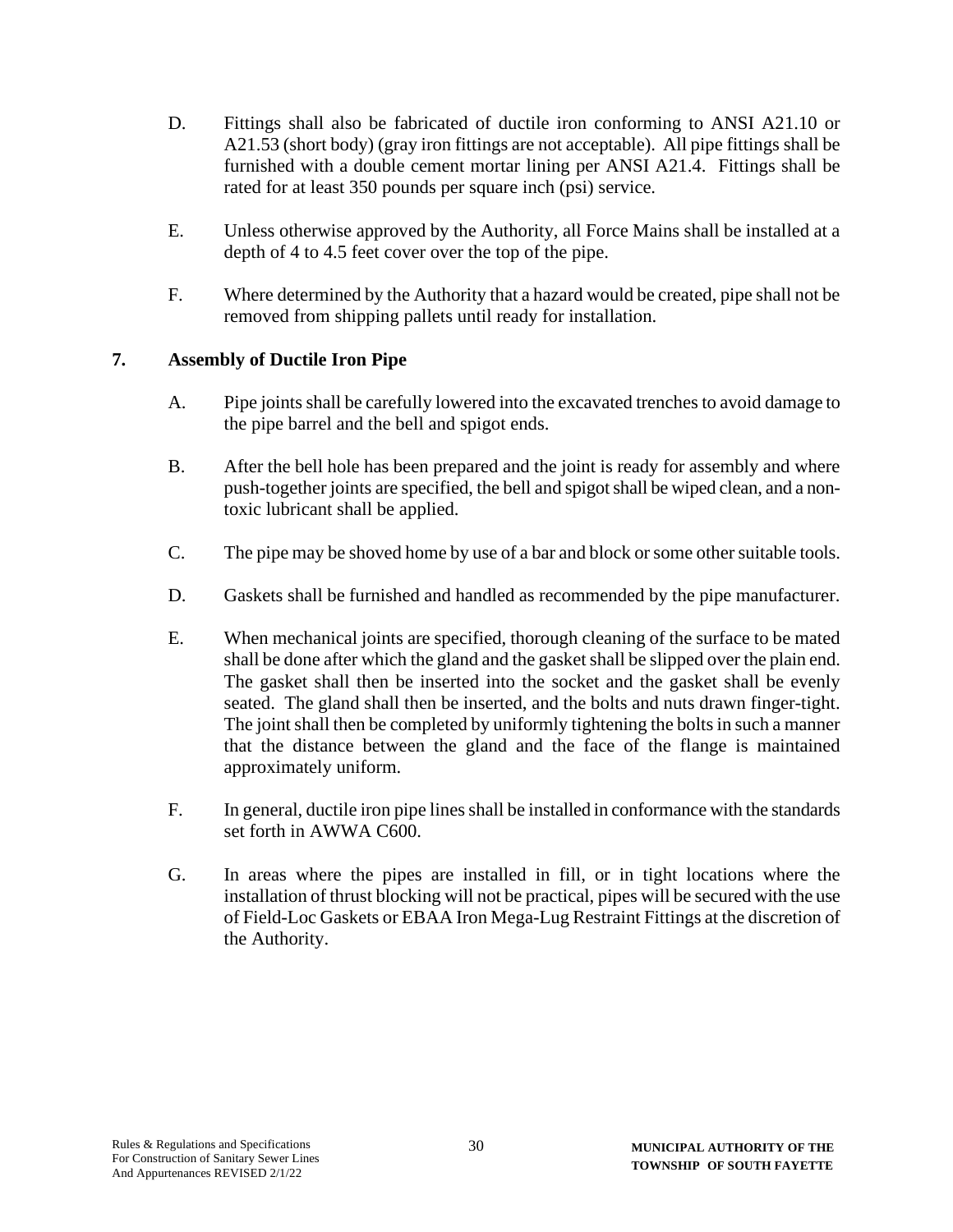D. Fittings shall also be fabricated of ductile iron conforming to ANSI A21.10 or A21.53 (short body) (gray iron fittings are not acceptable). All pipe fittings shall be furnished with a double cement mortar lining per ANSI A21.4. Fittings shall be rated for at least 350 pounds per square inch (psi) service.

E. Unless otherwise approved by the Authority, all Force Mains shall be installed at a depth of 4 to 4.5 feet cover over the top of the pipe.

F. Where determined by the Authority that a hazard would be created, pipe shall not be removed from shipping pallets until ready for installation.

## 7. Assembly of Ductile Iron Pipe

A. Pipe joints shall be carefully lowered into the excavated trenches to avoid damage to the pipe barrel and the bell and spigot ends.

B. After the bell hole has been prepared and the joint is ready for assembly and where push-together joints are specified, the bell and spigot shall be wiped clean, and a non-toxic lubricant shall be applied.

C. The pipe may be shoved home by use of a bar and block or some other suitable tools.

D. Gaskets shall be furnished and handled as recommended by the pipe manufacturer.

E. When mechanical joints are specified, thorough cleaning of the surface to be mated shall be done after which the gland and the gasket shall be slipped over the plain end. The gasket shall then be inserted into the socket and the gasket shall be evenly seated. The gland shall then be inserted, and the bolts and nuts drawn finger-tight. The joint shall then be completed by uniformly tightening the bolts in such a manner that the distance between the gland and the face of the flange is maintained approximately uniform.

F. In general, ductile iron pipe lines shall be installed in conformance with the standards set forth in AWWA C600.

G. In areas where the pipes are installed in fill, or in tight locations where the installation of thrust blocking will not be practical, pipes will be secured with the use of Field-Loc Gaskets or EBAA Iron Mega-Lug Restraint Fittings at the discretion of the Authority.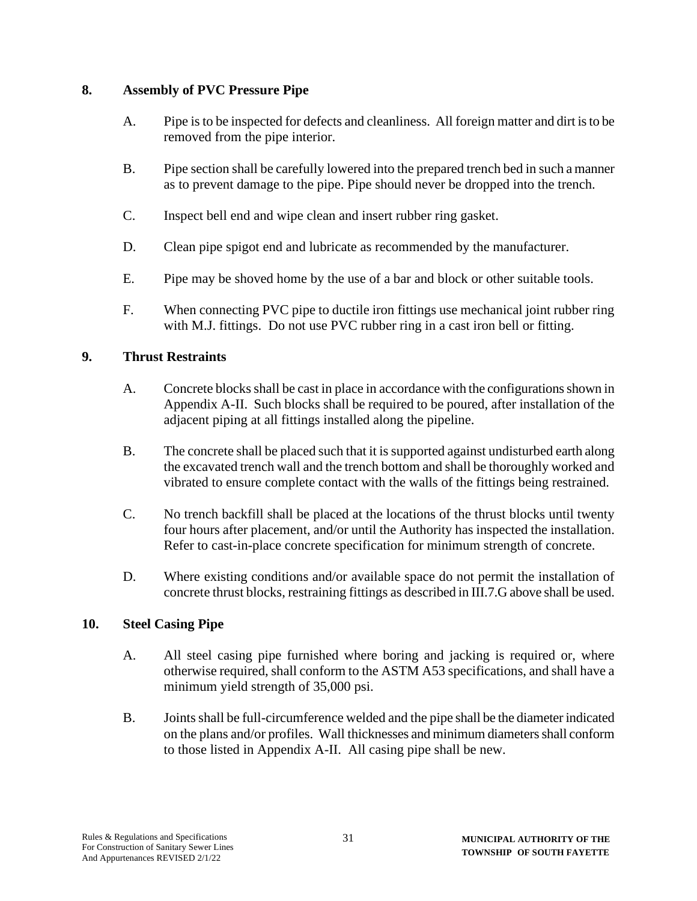**8. Assembly of PVC Pressure Pipe**

A. Pipe is to be inspected for defects and cleanliness. All foreign matter and dirt is to be removed from the pipe interior.

B. Pipe section shall be carefully lowered into the prepared trench bed in such a manner as to prevent damage to the pipe. Pipe should never be dropped into the trench.

C. Inspect bell end and wipe clean and insert rubber ring gasket.

D. Clean pipe spigot end and lubricate as recommended by the manufacturer.

E. Pipe may be shoved home by the use of a bar and block or other suitable tools.

F. When connecting PVC pipe to ductile iron fittings use mechanical joint rubber ring with M.J. fittings. Do not use PVC rubber ring in a cast iron bell or fitting.

**9. Thrust Restraints**

A. Concrete blocks shall be cast in place in accordance with the configurations shown in Appendix A-II. Such blocks shall be required to be poured, after installation of the adjacent piping at all fittings installed along the pipeline.

B. The concrete shall be placed such that it is supported against undisturbed earth along the excavated trench wall and the trench bottom and shall be thoroughly worked and vibrated to ensure complete contact with the walls of the fittings being restrained.

C. No trench backfill shall be placed at the locations of the thrust blocks until twenty four hours after placement, and/or until the Authority has inspected the installation. Refer to cast-in-place concrete specification for minimum strength of concrete.

D. Where existing conditions and/or available space do not permit the installation of concrete thrust blocks, restraining fittings as described in III.7.G above shall be used.

**10. Steel Casing Pipe**

A. All steel casing pipe furnished where boring and jacking is required or, where otherwise required, shall conform to the ASTM A53 specifications, and shall have a minimum yield strength of 35,000 psi.

B. Joints shall be full-circumference welded and the pipe shall be the diameter indicated on the plans and/or profiles. Wall thicknesses and minimum diameters shall conform to those listed in Appendix A-II. All casing pipe shall be new.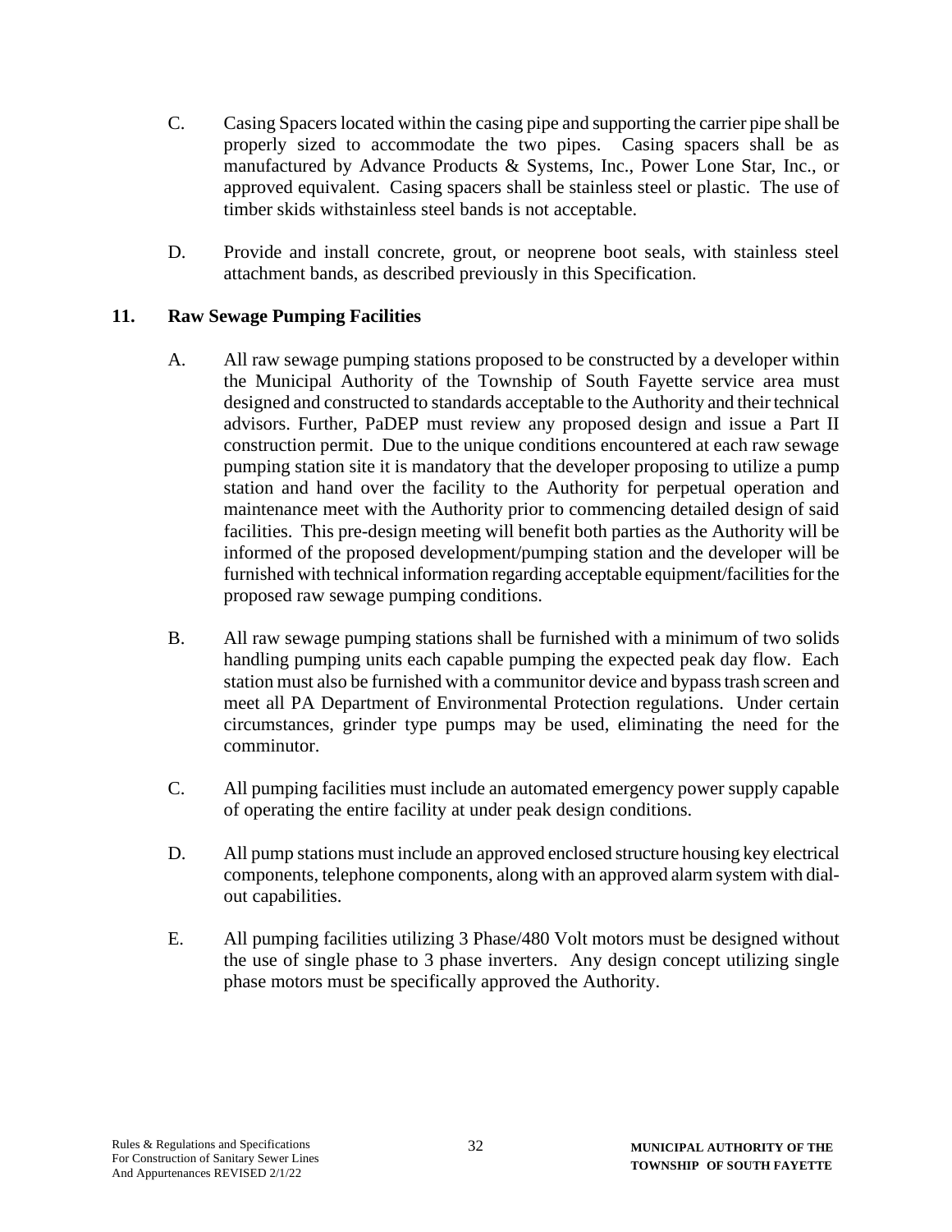C. Casing Spacers located within the casing pipe and supporting the carrier pipe shall be properly sized to accommodate the two pipes. Casing spacers shall be as manufactured by Advance Products & Systems, Inc., Power Lone Star, Inc., or approved equivalent. Casing spacers shall be stainless steel or plastic. The use of timber skids withstainless steel bands is not acceptable.

D. Provide and install concrete, grout, or neoprene boot seals, with stainless steel attachment bands, as described previously in this Specification.

## 11. Raw Sewage Pumping Facilities

A. All raw sewage pumping stations proposed to be constructed by a developer within the Municipal Authority of the Township of South Fayette service area must designed and constructed to standards acceptable to the Authority and their technical advisors. Further, PaDEP must review any proposed design and issue a Part II construction permit. Due to the unique conditions encountered at each raw sewage pumping station site it is mandatory that the developer proposing to utilize a pump station and hand over the facility to the Authority for perpetual operation and maintenance meet with the Authority prior to commencing detailed design of said facilities. This pre-design meeting will benefit both parties as the Authority will be informed of the proposed development/pumping station and the developer will be furnished with technical information regarding acceptable equipment/facilities for the proposed raw sewage pumping conditions.

B. All raw sewage pumping stations shall be furnished with a minimum of two solids handling pumping units each capable pumping the expected peak day flow. Each station must also be furnished with a communitor device and bypass trash screen and meet all PA Department of Environmental Protection regulations. Under certain circumstances, grinder type pumps may be used, eliminating the need for the comminutor.

C. All pumping facilities must include an automated emergency power supply capable of operating the entire facility at under peak design conditions.

D. All pump stations must include an approved enclosed structure housing key electrical components, telephone components, along with an approved alarm system with dial-out capabilities.

E. All pumping facilities utilizing 3 Phase/480 Volt motors must be designed without the use of single phase to 3 phase inverters. Any design concept utilizing single phase motors must be specifically approved the Authority.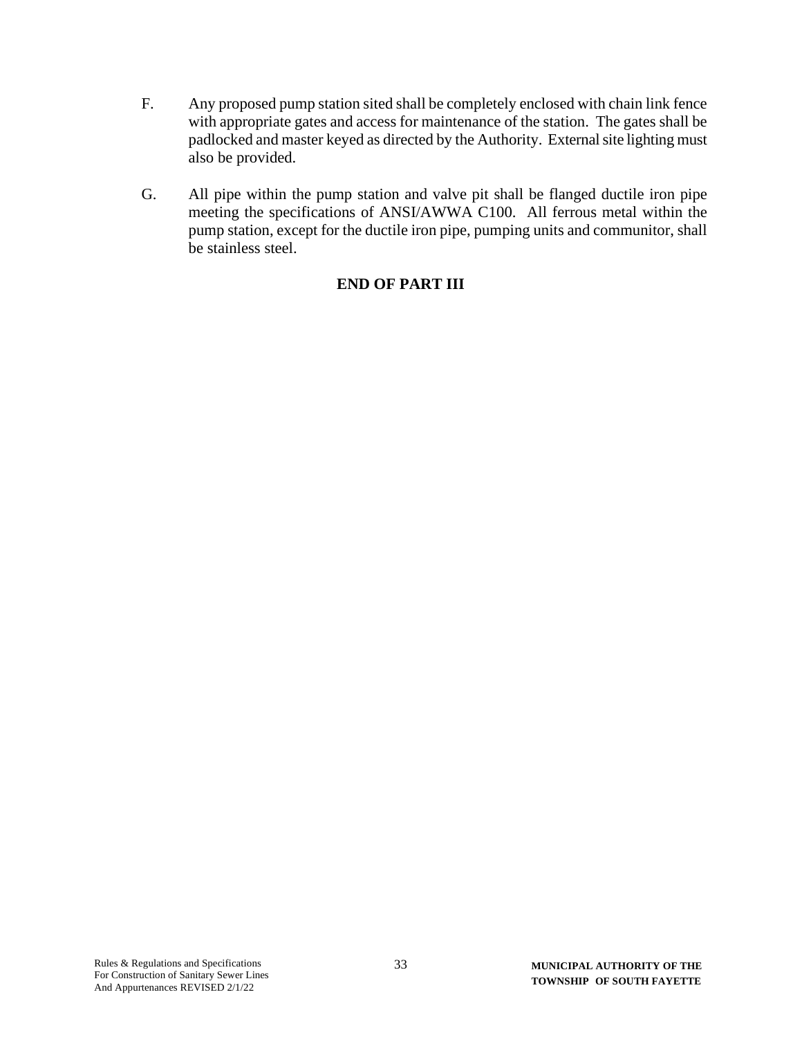F. Any proposed pump station sited shall be completely enclosed with chain link fence with appropriate gates and access for maintenance of the station. The gates shall be padlocked and master keyed as directed by the Authority. External site lighting must also be provided.

G. All pipe within the pump station and valve pit shall be flanged ductile iron pipe meeting the specifications of ANSI/AWWA C100. All ferrous metal within the pump station, except for the ductile iron pipe, pumping units and communitor, shall be stainless steel.

**END OF PART III**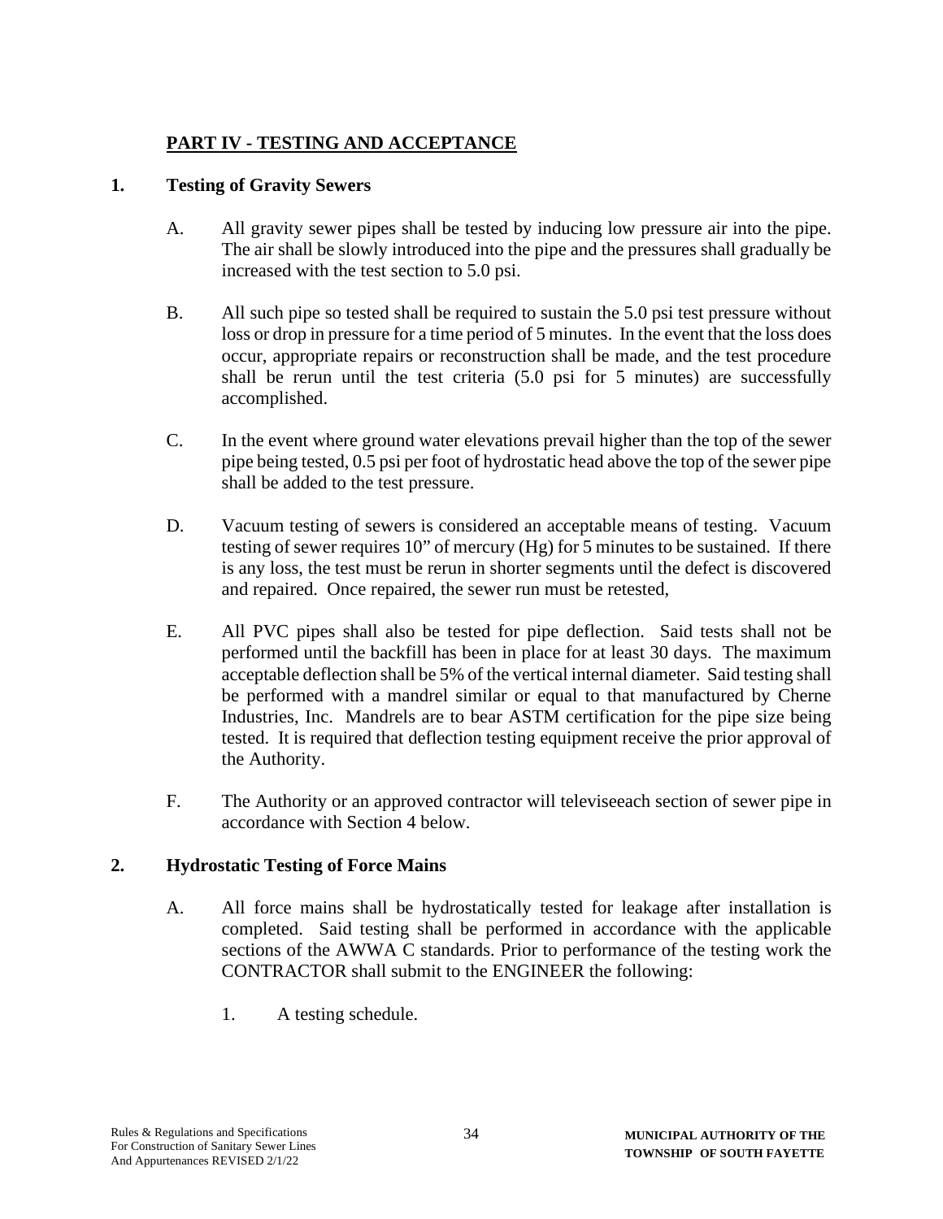## PART IV - TESTING AND ACCEPTANCE

### 1. Testing of Gravity Sewers

A. All gravity sewer pipes shall be tested by inducing low pressure air into the pipe. The air shall be slowly introduced into the pipe and the pressures shall gradually be increased with the test section to 5.0 psi.

B. All such pipe so tested shall be required to sustain the 5.0 psi test pressure without loss or drop in pressure for a time period of 5 minutes. In the event that the loss does occur, appropriate repairs or reconstruction shall be made, and the test procedure shall be rerun until the test criteria (5.0 psi for 5 minutes) are successfully accomplished.

C. In the event where ground water elevations prevail higher than the top of the sewer pipe being tested, 0.5 psi per foot of hydrostatic head above the top of the sewer pipe shall be added to the test pressure.

D. Vacuum testing of sewers is considered an acceptable means of testing. Vacuum testing of sewer requires 10" of mercury (Hg) for 5 minutes to be sustained. If there is any loss, the test must be rerun in shorter segments until the defect is discovered and repaired. Once repaired, the sewer run must be retested,

E. All PVC pipes shall also be tested for pipe deflection. Said tests shall not be performed until the backfill has been in place for at least 30 days. The maximum acceptable deflection shall be 5% of the vertical internal diameter. Said testing shall be performed with a mandrel similar or equal to that manufactured by Cherne Industries, Inc. Mandrels are to bear ASTM certification for the pipe size being tested. It is required that deflection testing equipment receive the prior approval of the Authority.

F. The Authority or an approved contractor will televiseeach section of sewer pipe in accordance with Section 4 below.

### 2. Hydrostatic Testing of Force Mains

A. All force mains shall be hydrostatically tested for leakage after installation is completed. Said testing shall be performed in accordance with the applicable sections of the AWWA C standards. Prior to performance of the testing work the CONTRACTOR shall submit to the ENGINEER the following:

1. A testing schedule.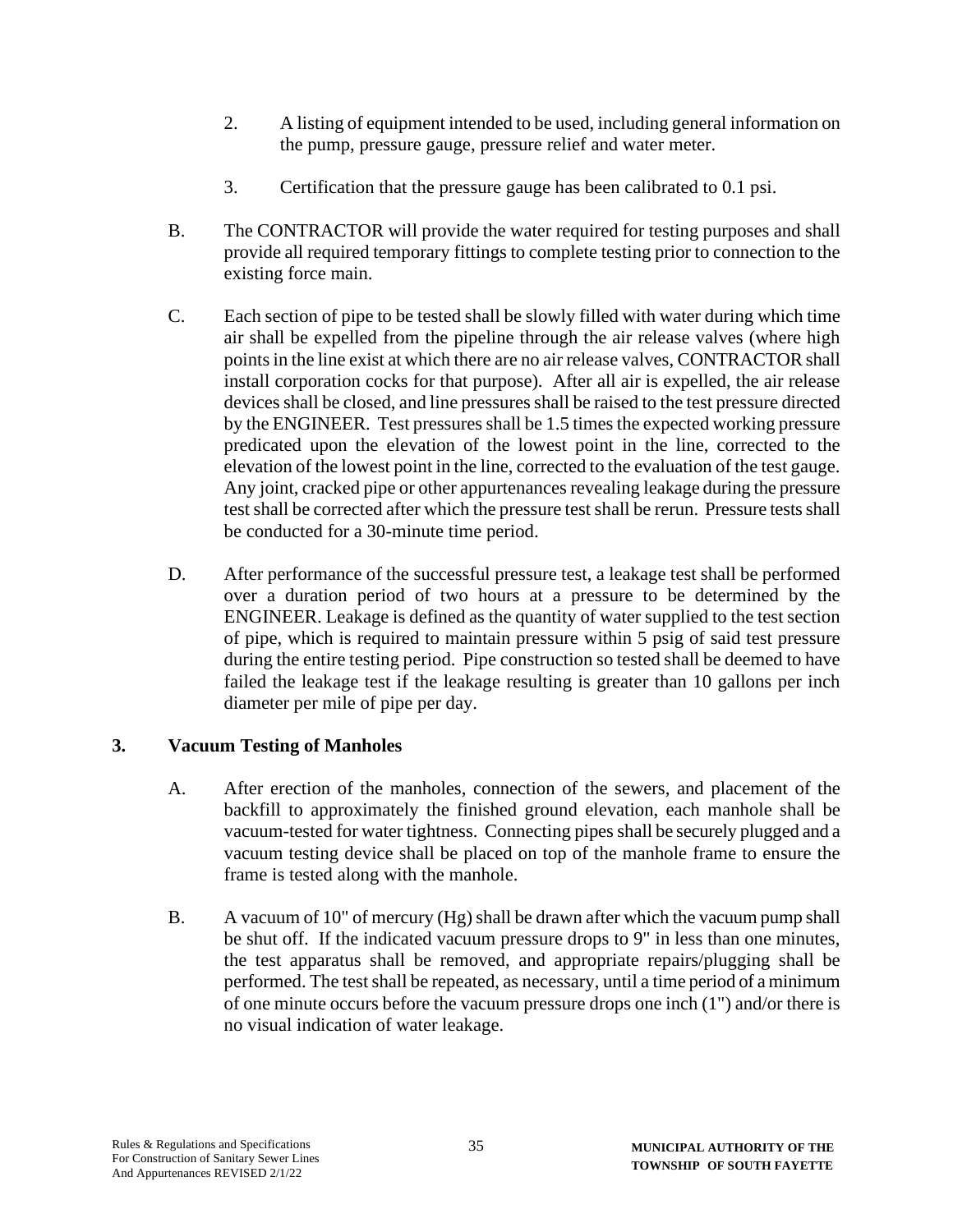2. A listing of equipment intended to be used, including general information on the pump, pressure gauge, pressure relief and water meter.

3. Certification that the pressure gauge has been calibrated to 0.1 psi.

B. The CONTRACTOR will provide the water required for testing purposes and shall provide all required temporary fittings to complete testing prior to connection to the existing force main.

C. Each section of pipe to be tested shall be slowly filled with water during which time air shall be expelled from the pipeline through the air release valves (where high points in the line exist at which there are no air release valves, CONTRACTOR shall install corporation cocks for that purpose). After all air is expelled, the air release devices shall be closed, and line pressures shall be raised to the test pressure directed by the ENGINEER. Test pressures shall be 1.5 times the expected working pressure predicated upon the elevation of the lowest point in the line, corrected to the elevation of the lowest point in the line, corrected to the evaluation of the test gauge. Any joint, cracked pipe or other appurtenances revealing leakage during the pressure test shall be corrected after which the pressure test shall be rerun. Pressure tests shall be conducted for a 30-minute time period.

D. After performance of the successful pressure test, a leakage test shall be performed over a duration period of two hours at a pressure to be determined by the ENGINEER. Leakage is defined as the quantity of water supplied to the test section of pipe, which is required to maintain pressure within 5 psig of said test pressure during the entire testing period. Pipe construction so tested shall be deemed to have failed the leakage test if the leakage resulting is greater than 10 gallons per inch diameter per mile of pipe per day.

## 3. Vacuum Testing of Manholes

A. After erection of the manholes, connection of the sewers, and placement of the backfill to approximately the finished ground elevation, each manhole shall be vacuum-tested for water tightness. Connecting pipes shall be securely plugged and a vacuum testing device shall be placed on top of the manhole frame to ensure the frame is tested along with the manhole.

B. A vacuum of 10" of mercury (Hg) shall be drawn after which the vacuum pump shall be shut off. If the indicated vacuum pressure drops to 9" in less than one minutes, the test apparatus shall be removed, and appropriate repairs/plugging shall be performed. The test shall be repeated, as necessary, until a time period of a minimum of one minute occurs before the vacuum pressure drops one inch (1") and/or there is no visual indication of water leakage.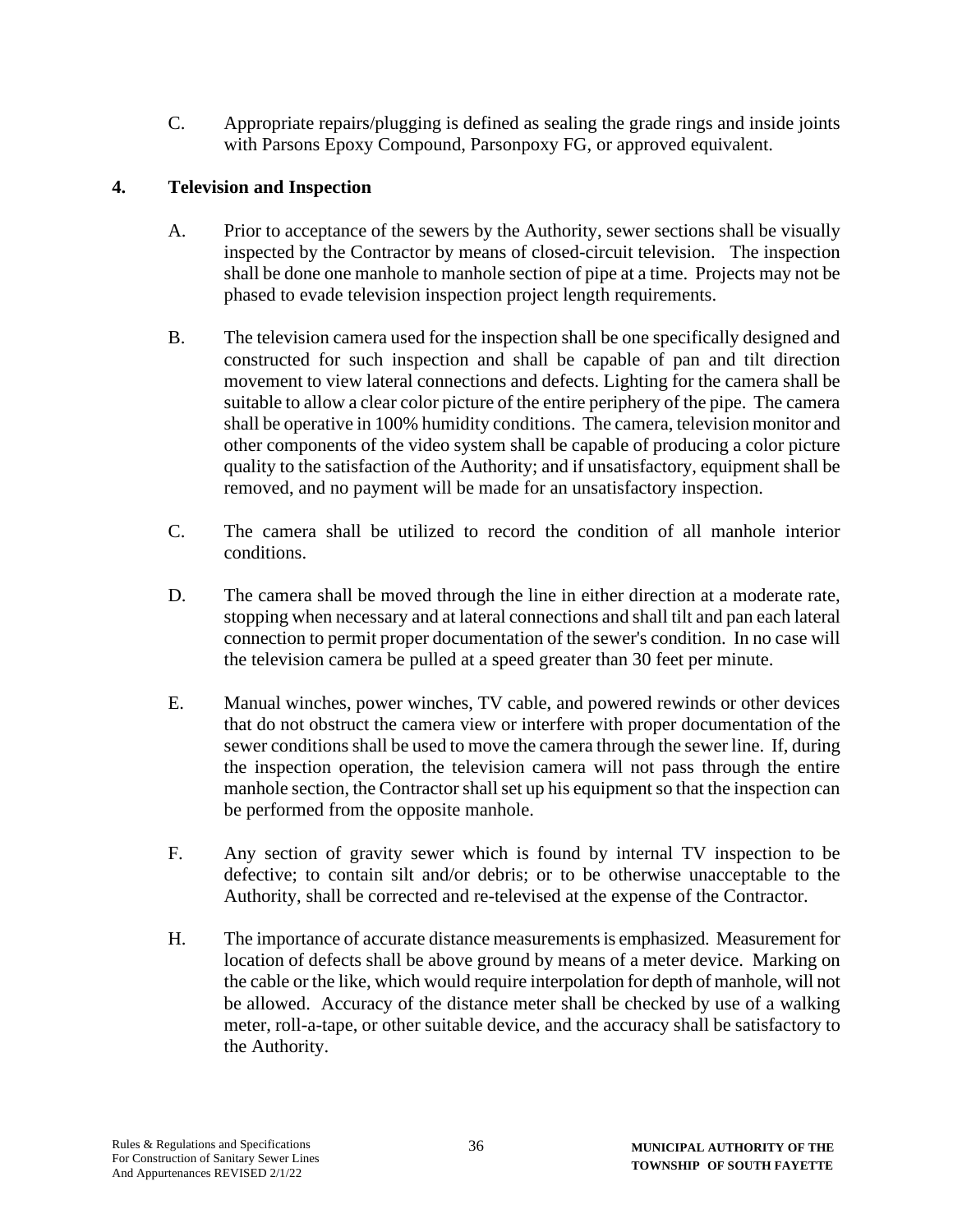C. Appropriate repairs/plugging is defined as sealing the grade rings and inside joints with Parsons Epoxy Compound, Parsonpoxy FG, or approved equivalent.

## 4. Television and Inspection

A. Prior to acceptance of the sewers by the Authority, sewer sections shall be visually inspected by the Contractor by means of closed-circuit television. The inspection shall be done one manhole to manhole section of pipe at a time. Projects may not be phased to evade television inspection project length requirements.

B. The television camera used for the inspection shall be one specifically designed and constructed for such inspection and shall be capable of pan and tilt direction movement to view lateral connections and defects. Lighting for the camera shall be suitable to allow a clear color picture of the entire periphery of the pipe. The camera shall be operative in 100% humidity conditions. The camera, television monitor and other components of the video system shall be capable of producing a color picture quality to the satisfaction of the Authority; and if unsatisfactory, equipment shall be removed, and no payment will be made for an unsatisfactory inspection.

C. The camera shall be utilized to record the condition of all manhole interior conditions.

D. The camera shall be moved through the line in either direction at a moderate rate, stopping when necessary and at lateral connections and shall tilt and pan each lateral connection to permit proper documentation of the sewer's condition. In no case will the television camera be pulled at a speed greater than 30 feet per minute.

E. Manual winches, power winches, TV cable, and powered rewinds or other devices that do not obstruct the camera view or interfere with proper documentation of the sewer conditions shall be used to move the camera through the sewer line. If, during the inspection operation, the television camera will not pass through the entire manhole section, the Contractor shall set up his equipment so that the inspection can be performed from the opposite manhole.

F. Any section of gravity sewer which is found by internal TV inspection to be defective; to contain silt and/or debris; or to be otherwise unacceptable to the Authority, shall be corrected and re-televised at the expense of the Contractor.

H. The importance of accurate distance measurements is emphasized. Measurement for location of defects shall be above ground by means of a meter device. Marking on the cable or the like, which would require interpolation for depth of manhole, will not be allowed. Accuracy of the distance meter shall be checked by use of a walking meter, roll-a-tape, or other suitable device, and the accuracy shall be satisfactory to the Authority.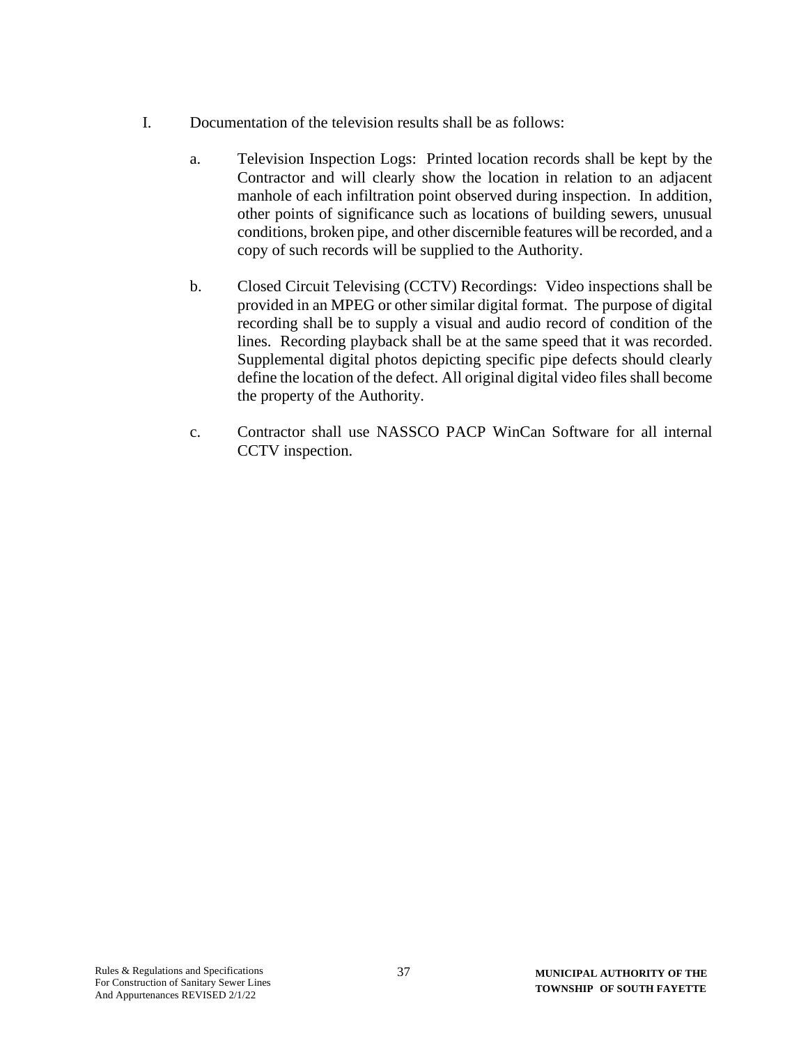I. Documentation of the television results shall be as follows:

a. Television Inspection Logs: Printed location records shall be kept by the Contractor and will clearly show the location in relation to an adjacent manhole of each infiltration point observed during inspection. In addition, other points of significance such as locations of building sewers, unusual conditions, broken pipe, and other discernible features will be recorded, and a copy of such records will be supplied to the Authority.

b. Closed Circuit Televising (CCTV) Recordings: Video inspections shall be provided in an MPEG or other similar digital format. The purpose of digital recording shall be to supply a visual and audio record of condition of the lines. Recording playback shall be at the same speed that it was recorded. Supplemental digital photos depicting specific pipe defects should clearly define the location of the defect. All original digital video files shall become the property of the Authority.

c. Contractor shall use NASSCO PACP WinCan Software for all internal CCTV inspection.